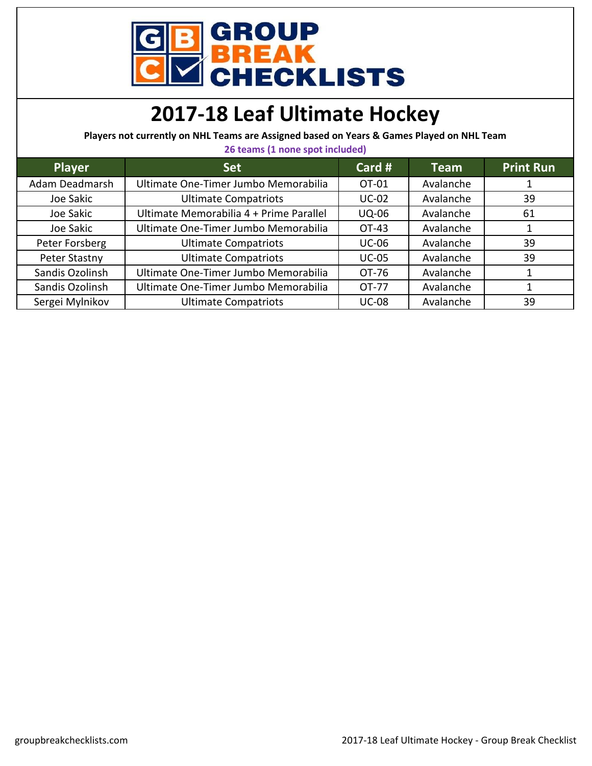# 2017-18 Leaf Ultimate Hockey

**Players not currently on NHL Teams are Assigned based on Years & Games Played on NHL Team**

**26 teams (1 none spot included)**

| Player | Set | Card # | Team | Print Run |
|---|---|---|---|---|
| Adam Deadmarsh | Ultimate One-Timer Jumbo Memorabilia | OT-01 | Avalanche | 1 |
| Joe Sakic | Ultimate Compatriots | UC-02 | Avalanche | 39 |
| Joe Sakic | Ultimate Memorabilia 4 + Prime Parallel | UQ-06 | Avalanche | 61 |
| Joe Sakic | Ultimate One-Timer Jumbo Memorabilia | OT-43 | Avalanche | 1 |
| Peter Forsberg | Ultimate Compatriots | UC-06 | Avalanche | 39 |
| Peter Stastny | Ultimate Compatriots | UC-05 | Avalanche | 39 |
| Sandis Ozolinsh | Ultimate One-Timer Jumbo Memorabilia | OT-76 | Avalanche | 1 |
| Sandis Ozolinsh | Ultimate One-Timer Jumbo Memorabilia | OT-77 | Avalanche | 1 |
| Sergei Mylnikov | Ultimate Compatriots | UC-08 | Avalanche | 39 |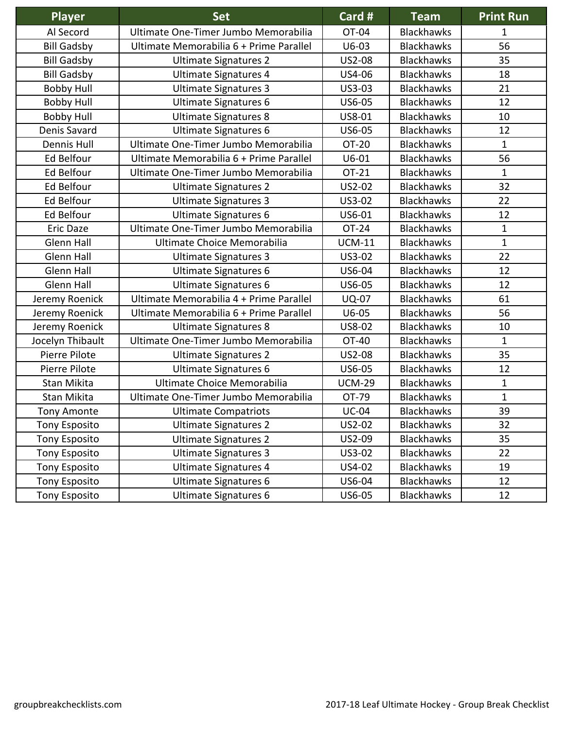| Player | Set | Card # | Team | Print Run |
|---|---|---|---|---|
| Al Secord | Ultimate One-Timer Jumbo Memorabilia | OT-04 | Blackhawks | 1 |
| Bill Gadsby | Ultimate Memorabilia 6 + Prime Parallel | U6-03 | Blackhawks | 56 |
| Bill Gadsby | Ultimate Signatures 2 | US2-08 | Blackhawks | 35 |
| Bill Gadsby | Ultimate Signatures 4 | US4-06 | Blackhawks | 18 |
| Bobby Hull | Ultimate Signatures 3 | US3-03 | Blackhawks | 21 |
| Bobby Hull | Ultimate Signatures 6 | US6-05 | Blackhawks | 12 |
| Bobby Hull | Ultimate Signatures 8 | US8-01 | Blackhawks | 10 |
| Denis Savard | Ultimate Signatures 6 | US6-05 | Blackhawks | 12 |
| Dennis Hull | Ultimate One-Timer Jumbo Memorabilia | OT-20 | Blackhawks | 1 |
| Ed Belfour | Ultimate Memorabilia 6 + Prime Parallel | U6-01 | Blackhawks | 56 |
| Ed Belfour | Ultimate One-Timer Jumbo Memorabilia | OT-21 | Blackhawks | 1 |
| Ed Belfour | Ultimate Signatures 2 | US2-02 | Blackhawks | 32 |
| Ed Belfour | Ultimate Signatures 3 | US3-02 | Blackhawks | 22 |
| Ed Belfour | Ultimate Signatures 6 | US6-01 | Blackhawks | 12 |
| Eric Daze | Ultimate One-Timer Jumbo Memorabilia | OT-24 | Blackhawks | 1 |
| Glenn Hall | Ultimate Choice Memorabilia | UCM-11 | Blackhawks | 1 |
| Glenn Hall | Ultimate Signatures 3 | US3-02 | Blackhawks | 22 |
| Glenn Hall | Ultimate Signatures 6 | US6-04 | Blackhawks | 12 |
| Glenn Hall | Ultimate Signatures 6 | US6-05 | Blackhawks | 12 |
| Jeremy Roenick | Ultimate Memorabilia 4 + Prime Parallel | UQ-07 | Blackhawks | 61 |
| Jeremy Roenick | Ultimate Memorabilia 6 + Prime Parallel | U6-05 | Blackhawks | 56 |
| Jeremy Roenick | Ultimate Signatures 8 | US8-02 | Blackhawks | 10 |
| Jocelyn Thibault | Ultimate One-Timer Jumbo Memorabilia | OT-40 | Blackhawks | 1 |
| Pierre Pilote | Ultimate Signatures 2 | US2-08 | Blackhawks | 35 |
| Pierre Pilote | Ultimate Signatures 6 | US6-05 | Blackhawks | 12 |
| Stan Mikita | Ultimate Choice Memorabilia | UCM-29 | Blackhawks | 1 |
| Stan Mikita | Ultimate One-Timer Jumbo Memorabilia | OT-79 | Blackhawks | 1 |
| Tony Amonte | Ultimate Compatriots | UC-04 | Blackhawks | 39 |
| Tony Esposito | Ultimate Signatures 2 | US2-02 | Blackhawks | 32 |
| Tony Esposito | Ultimate Signatures 2 | US2-09 | Blackhawks | 35 |
| Tony Esposito | Ultimate Signatures 3 | US3-02 | Blackhawks | 22 |
| Tony Esposito | Ultimate Signatures 4 | US4-02 | Blackhawks | 19 |
| Tony Esposito | Ultimate Signatures 6 | US6-04 | Blackhawks | 12 |
| Tony Esposito | Ultimate Signatures 6 | US6-05 | Blackhawks | 12 |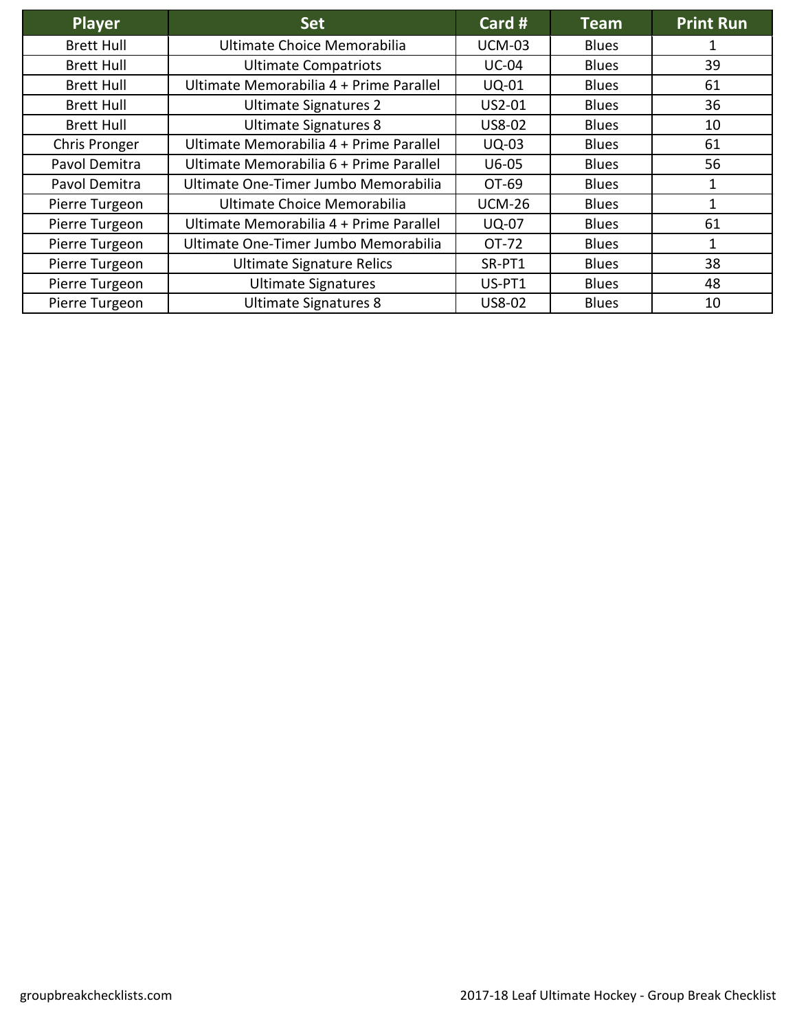| Player | Set | Card # | Team | Print Run |
|---|---|---|---|---|
| Brett Hull | Ultimate Choice Memorabilia | UCM-03 | Blues | 1 |
| Brett Hull | Ultimate Compatriots | UC-04 | Blues | 39 |
| Brett Hull | Ultimate Memorabilia 4 + Prime Parallel | UQ-01 | Blues | 61 |
| Brett Hull | Ultimate Signatures 2 | US2-01 | Blues | 36 |
| Brett Hull | Ultimate Signatures 8 | US8-02 | Blues | 10 |
| Chris Pronger | Ultimate Memorabilia 4 + Prime Parallel | UQ-03 | Blues | 61 |
| Pavol Demitra | Ultimate Memorabilia 6 + Prime Parallel | U6-05 | Blues | 56 |
| Pavol Demitra | Ultimate One-Timer Jumbo Memorabilia | OT-69 | Blues | 1 |
| Pierre Turgeon | Ultimate Choice Memorabilia | UCM-26 | Blues | 1 |
| Pierre Turgeon | Ultimate Memorabilia 4 + Prime Parallel | UQ-07 | Blues | 61 |
| Pierre Turgeon | Ultimate One-Timer Jumbo Memorabilia | OT-72 | Blues | 1 |
| Pierre Turgeon | Ultimate Signature Relics | SR-PT1 | Blues | 38 |
| Pierre Turgeon | Ultimate Signatures | US-PT1 | Blues | 48 |
| Pierre Turgeon | Ultimate Signatures 8 | US8-02 | Blues | 10 |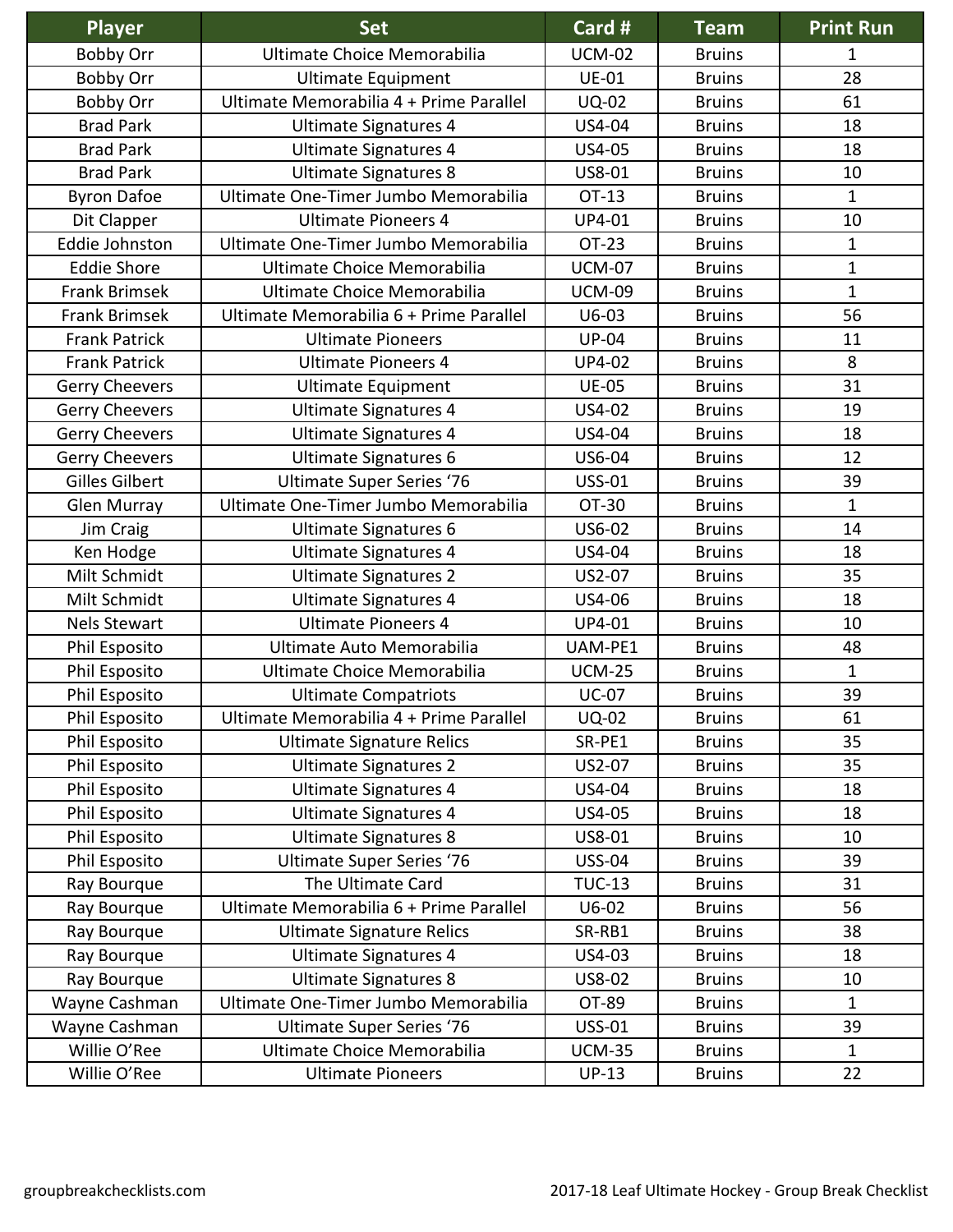| Player | Set | Card # | Team | Print Run |
|---|---|---|---|---|
| Bobby Orr | Ultimate Choice Memorabilia | UCM-02 | Bruins | 1 |
| Bobby Orr | Ultimate Equipment | UE-01 | Bruins | 28 |
| Bobby Orr | Ultimate Memorabilia 4 + Prime Parallel | UQ-02 | Bruins | 61 |
| Brad Park | Ultimate Signatures 4 | US4-04 | Bruins | 18 |
| Brad Park | Ultimate Signatures 4 | US4-05 | Bruins | 18 |
| Brad Park | Ultimate Signatures 8 | US8-01 | Bruins | 10 |
| Byron Dafoe | Ultimate One-Timer Jumbo Memorabilia | OT-13 | Bruins | 1 |
| Dit Clapper | Ultimate Pioneers 4 | UP4-01 | Bruins | 10 |
| Eddie Johnston | Ultimate One-Timer Jumbo Memorabilia | OT-23 | Bruins | 1 |
| Eddie Shore | Ultimate Choice Memorabilia | UCM-07 | Bruins | 1 |
| Frank Brimsek | Ultimate Choice Memorabilia | UCM-09 | Bruins | 1 |
| Frank Brimsek | Ultimate Memorabilia 6 + Prime Parallel | U6-03 | Bruins | 56 |
| Frank Patrick | Ultimate Pioneers | UP-04 | Bruins | 11 |
| Frank Patrick | Ultimate Pioneers 4 | UP4-02 | Bruins | 8 |
| Gerry Cheevers | Ultimate Equipment | UE-05 | Bruins | 31 |
| Gerry Cheevers | Ultimate Signatures 4 | US4-02 | Bruins | 19 |
| Gerry Cheevers | Ultimate Signatures 4 | US4-04 | Bruins | 18 |
| Gerry Cheevers | Ultimate Signatures 6 | US6-04 | Bruins | 12 |
| Gilles Gilbert | Ultimate Super Series '76 | USS-01 | Bruins | 39 |
| Glen Murray | Ultimate One-Timer Jumbo Memorabilia | OT-30 | Bruins | 1 |
| Jim Craig | Ultimate Signatures 6 | US6-02 | Bruins | 14 |
| Ken Hodge | Ultimate Signatures 4 | US4-04 | Bruins | 18 |
| Milt Schmidt | Ultimate Signatures 2 | US2-07 | Bruins | 35 |
| Milt Schmidt | Ultimate Signatures 4 | US4-06 | Bruins | 18 |
| Nels Stewart | Ultimate Pioneers 4 | UP4-01 | Bruins | 10 |
| Phil Esposito | Ultimate Auto Memorabilia | UAM-PE1 | Bruins | 48 |
| Phil Esposito | Ultimate Choice Memorabilia | UCM-25 | Bruins | 1 |
| Phil Esposito | Ultimate Compatriots | UC-07 | Bruins | 39 |
| Phil Esposito | Ultimate Memorabilia 4 + Prime Parallel | UQ-02 | Bruins | 61 |
| Phil Esposito | Ultimate Signature Relics | SR-PE1 | Bruins | 35 |
| Phil Esposito | Ultimate Signatures 2 | US2-07 | Bruins | 35 |
| Phil Esposito | Ultimate Signatures 4 | US4-04 | Bruins | 18 |
| Phil Esposito | Ultimate Signatures 4 | US4-05 | Bruins | 18 |
| Phil Esposito | Ultimate Signatures 8 | US8-01 | Bruins | 10 |
| Phil Esposito | Ultimate Super Series '76 | USS-04 | Bruins | 39 |
| Ray Bourque | The Ultimate Card | TUC-13 | Bruins | 31 |
| Ray Bourque | Ultimate Memorabilia 6 + Prime Parallel | U6-02 | Bruins | 56 |
| Ray Bourque | Ultimate Signature Relics | SR-RB1 | Bruins | 38 |
| Ray Bourque | Ultimate Signatures 4 | US4-03 | Bruins | 18 |
| Ray Bourque | Ultimate Signatures 8 | US8-02 | Bruins | 10 |
| Wayne Cashman | Ultimate One-Timer Jumbo Memorabilia | OT-89 | Bruins | 1 |
| Wayne Cashman | Ultimate Super Series '76 | USS-01 | Bruins | 39 |
| Willie O'Ree | Ultimate Choice Memorabilia | UCM-35 | Bruins | 1 |
| Willie O'Ree | Ultimate Pioneers | UP-13 | Bruins | 22 |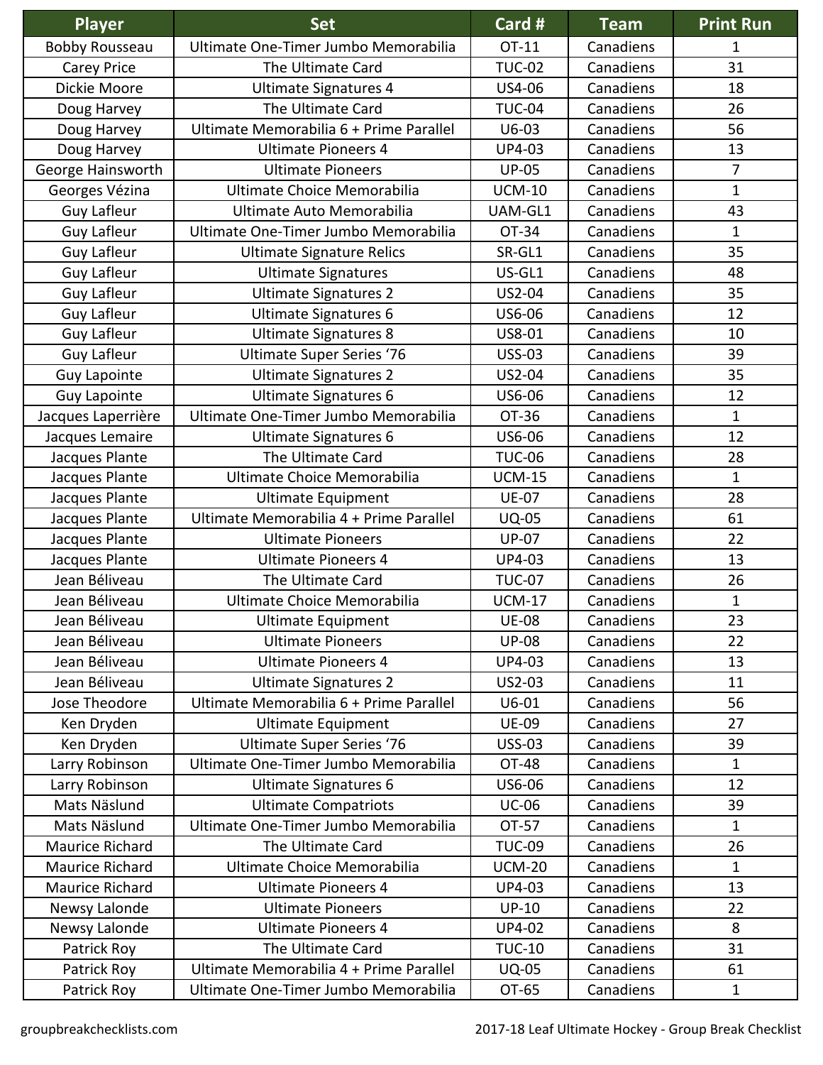| Player | Set | Card # | Team | Print Run |
|---|---|---|---|---|
| Bobby Rousseau | Ultimate One-Timer Jumbo Memorabilia | OT-11 | Canadiens | 1 |
| Carey Price | The Ultimate Card | TUC-02 | Canadiens | 31 |
| Dickie Moore | Ultimate Signatures 4 | US4-06 | Canadiens | 18 |
| Doug Harvey | The Ultimate Card | TUC-04 | Canadiens | 26 |
| Doug Harvey | Ultimate Memorabilia 6 + Prime Parallel | U6-03 | Canadiens | 56 |
| Doug Harvey | Ultimate Pioneers 4 | UP4-03 | Canadiens | 13 |
| George Hainsworth | Ultimate Pioneers | UP-05 | Canadiens | 7 |
| Georges Vézina | Ultimate Choice Memorabilia | UCM-10 | Canadiens | 1 |
| Guy Lafleur | Ultimate Auto Memorabilia | UAM-GL1 | Canadiens | 43 |
| Guy Lafleur | Ultimate One-Timer Jumbo Memorabilia | OT-34 | Canadiens | 1 |
| Guy Lafleur | Ultimate Signature Relics | SR-GL1 | Canadiens | 35 |
| Guy Lafleur | Ultimate Signatures | US-GL1 | Canadiens | 48 |
| Guy Lafleur | Ultimate Signatures 2 | US2-04 | Canadiens | 35 |
| Guy Lafleur | Ultimate Signatures 6 | US6-06 | Canadiens | 12 |
| Guy Lafleur | Ultimate Signatures 8 | US8-01 | Canadiens | 10 |
| Guy Lafleur | Ultimate Super Series '76 | USS-03 | Canadiens | 39 |
| Guy Lapointe | Ultimate Signatures 2 | US2-04 | Canadiens | 35 |
| Guy Lapointe | Ultimate Signatures 6 | US6-06 | Canadiens | 12 |
| Jacques Laperrière | Ultimate One-Timer Jumbo Memorabilia | OT-36 | Canadiens | 1 |
| Jacques Lemaire | Ultimate Signatures 6 | US6-06 | Canadiens | 12 |
| Jacques Plante | The Ultimate Card | TUC-06 | Canadiens | 28 |
| Jacques Plante | Ultimate Choice Memorabilia | UCM-15 | Canadiens | 1 |
| Jacques Plante | Ultimate Equipment | UE-07 | Canadiens | 28 |
| Jacques Plante | Ultimate Memorabilia 4 + Prime Parallel | UQ-05 | Canadiens | 61 |
| Jacques Plante | Ultimate Pioneers | UP-07 | Canadiens | 22 |
| Jacques Plante | Ultimate Pioneers 4 | UP4-03 | Canadiens | 13 |
| Jean Béliveau | The Ultimate Card | TUC-07 | Canadiens | 26 |
| Jean Béliveau | Ultimate Choice Memorabilia | UCM-17 | Canadiens | 1 |
| Jean Béliveau | Ultimate Equipment | UE-08 | Canadiens | 23 |
| Jean Béliveau | Ultimate Pioneers | UP-08 | Canadiens | 22 |
| Jean Béliveau | Ultimate Pioneers 4 | UP4-03 | Canadiens | 13 |
| Jean Béliveau | Ultimate Signatures 2 | US2-03 | Canadiens | 11 |
| Jose Theodore | Ultimate Memorabilia 6 + Prime Parallel | U6-01 | Canadiens | 56 |
| Ken Dryden | Ultimate Equipment | UE-09 | Canadiens | 27 |
| Ken Dryden | Ultimate Super Series '76 | USS-03 | Canadiens | 39 |
| Larry Robinson | Ultimate One-Timer Jumbo Memorabilia | OT-48 | Canadiens | 1 |
| Larry Robinson | Ultimate Signatures 6 | US6-06 | Canadiens | 12 |
| Mats Näslund | Ultimate Compatriots | UC-06 | Canadiens | 39 |
| Mats Näslund | Ultimate One-Timer Jumbo Memorabilia | OT-57 | Canadiens | 1 |
| Maurice Richard | The Ultimate Card | TUC-09 | Canadiens | 26 |
| Maurice Richard | Ultimate Choice Memorabilia | UCM-20 | Canadiens | 1 |
| Maurice Richard | Ultimate Pioneers 4 | UP4-03 | Canadiens | 13 |
| Newsy Lalonde | Ultimate Pioneers | UP-10 | Canadiens | 22 |
| Newsy Lalonde | Ultimate Pioneers 4 | UP4-02 | Canadiens | 8 |
| Patrick Roy | The Ultimate Card | TUC-10 | Canadiens | 31 |
| Patrick Roy | Ultimate Memorabilia 4 + Prime Parallel | UQ-05 | Canadiens | 61 |
| Patrick Roy | Ultimate One-Timer Jumbo Memorabilia | OT-65 | Canadiens | 1 |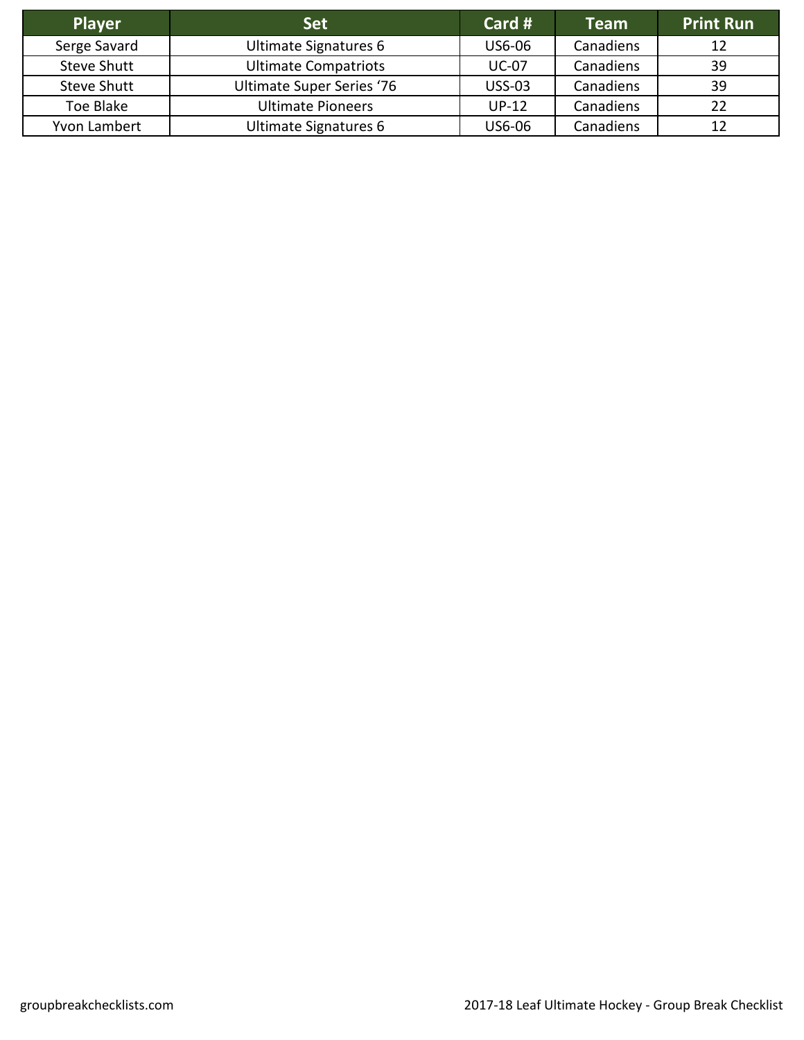| Player | Set | Card # | Team | Print Run |
| --- | --- | --- | --- | --- |
| Serge Savard | Ultimate Signatures 6 | US6-06 | Canadiens | 12 |
| Steve Shutt | Ultimate Compatriots | UC-07 | Canadiens | 39 |
| Steve Shutt | Ultimate Super Series ‘76 | USS-03 | Canadiens | 39 |
| Toe Blake | Ultimate Pioneers | UP-12 | Canadiens | 22 |
| Yvon Lambert | Ultimate Signatures 6 | US6-06 | Canadiens | 12 |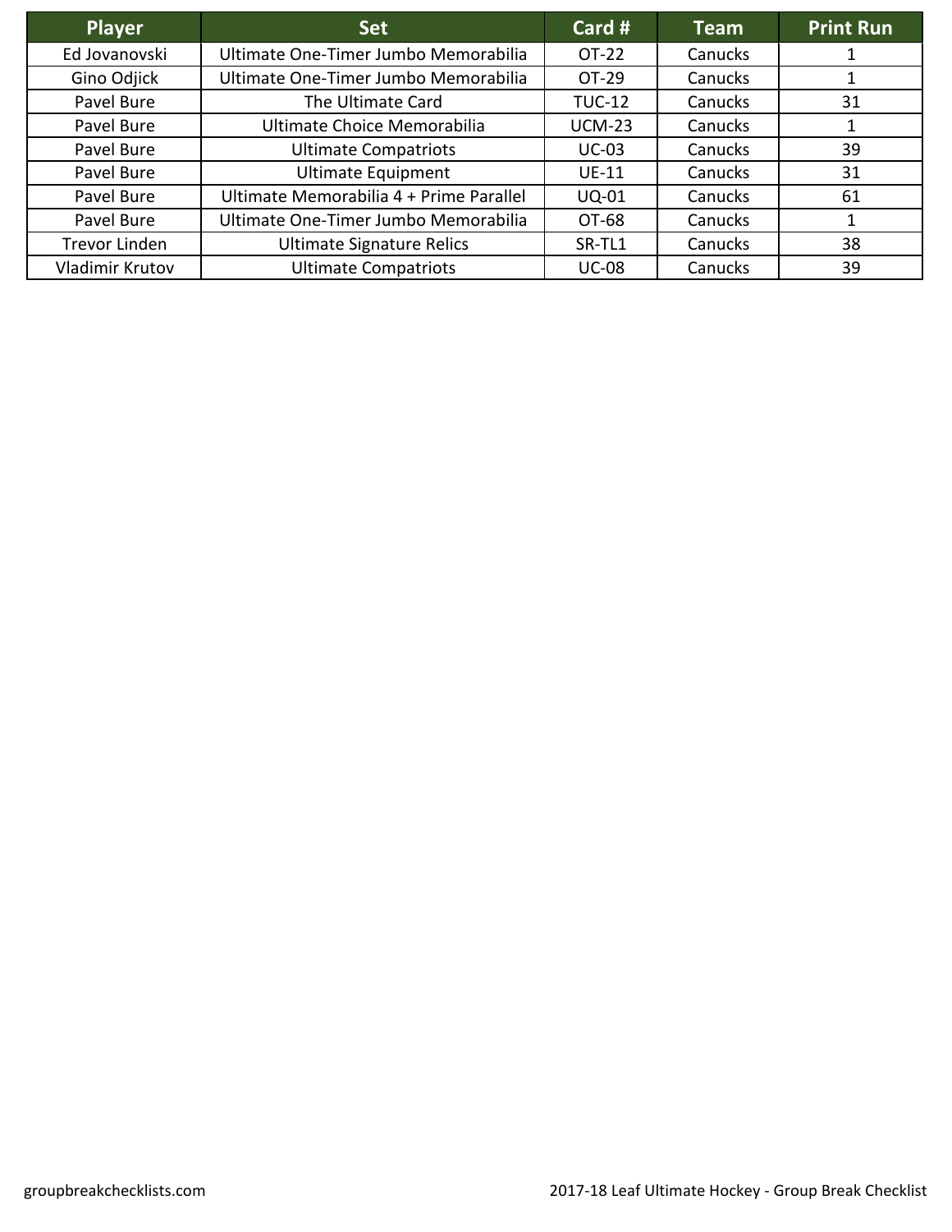| Player | Set | Card # | Team | Print Run |
| --- | --- | --- | --- | --- |
| Ed Jovanovski | Ultimate One-Timer Jumbo Memorabilia | OT-22 | Canucks | 1 |
| Gino Odjick | Ultimate One-Timer Jumbo Memorabilia | OT-29 | Canucks | 1 |
| Pavel Bure | The Ultimate Card | TUC-12 | Canucks | 31 |
| Pavel Bure | Ultimate Choice Memorabilia | UCM-23 | Canucks | 1 |
| Pavel Bure | Ultimate Compatriots | UC-03 | Canucks | 39 |
| Pavel Bure | Ultimate Equipment | UE-11 | Canucks | 31 |
| Pavel Bure | Ultimate Memorabilia 4 + Prime Parallel | UQ-01 | Canucks | 61 |
| Pavel Bure | Ultimate One-Timer Jumbo Memorabilia | OT-68 | Canucks | 1 |
| Trevor Linden | Ultimate Signature Relics | SR-TL1 | Canucks | 38 |
| Vladimir Krutov | Ultimate Compatriots | UC-08 | Canucks | 39 |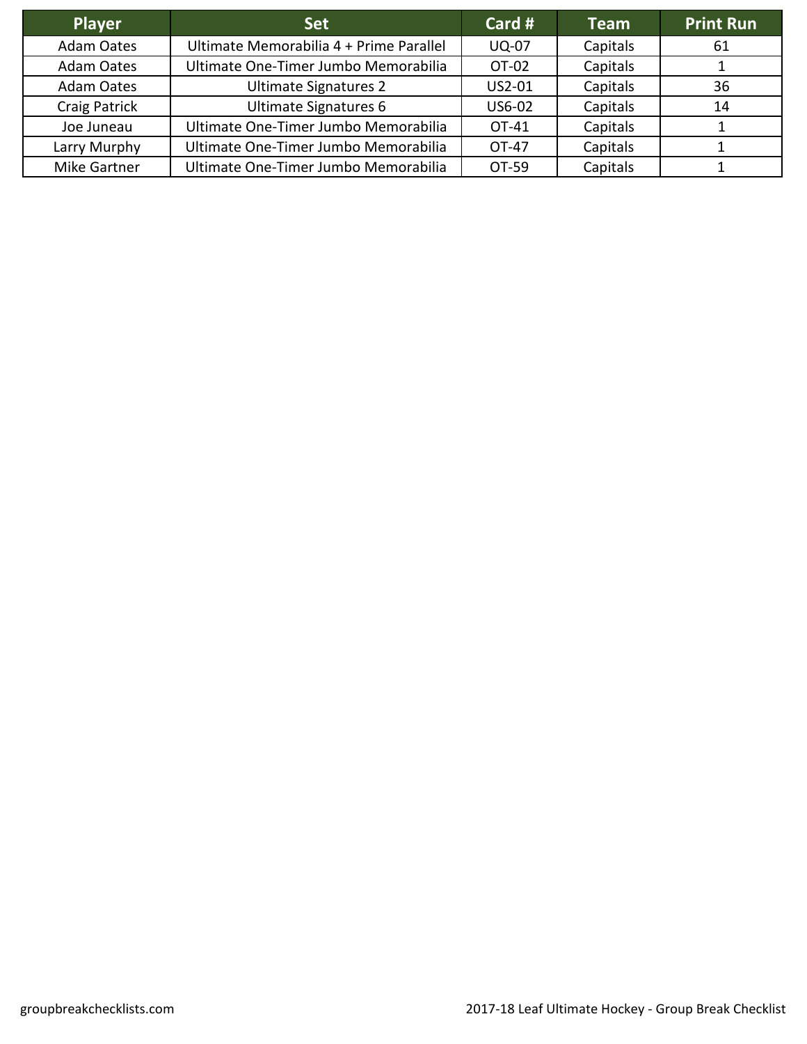| Player | Set | Card # | Team | Print Run |
|---|---|---|---|---|
| Adam Oates | Ultimate Memorabilia 4 + Prime Parallel | UQ-07 | Capitals | 61 |
| Adam Oates | Ultimate One-Timer Jumbo Memorabilia | OT-02 | Capitals | 1 |
| Adam Oates | Ultimate Signatures 2 | US2-01 | Capitals | 36 |
| Craig Patrick | Ultimate Signatures 6 | US6-02 | Capitals | 14 |
| Joe Juneau | Ultimate One-Timer Jumbo Memorabilia | OT-41 | Capitals | 1 |
| Larry Murphy | Ultimate One-Timer Jumbo Memorabilia | OT-47 | Capitals | 1 |
| Mike Gartner | Ultimate One-Timer Jumbo Memorabilia | OT-59 | Capitals | 1 |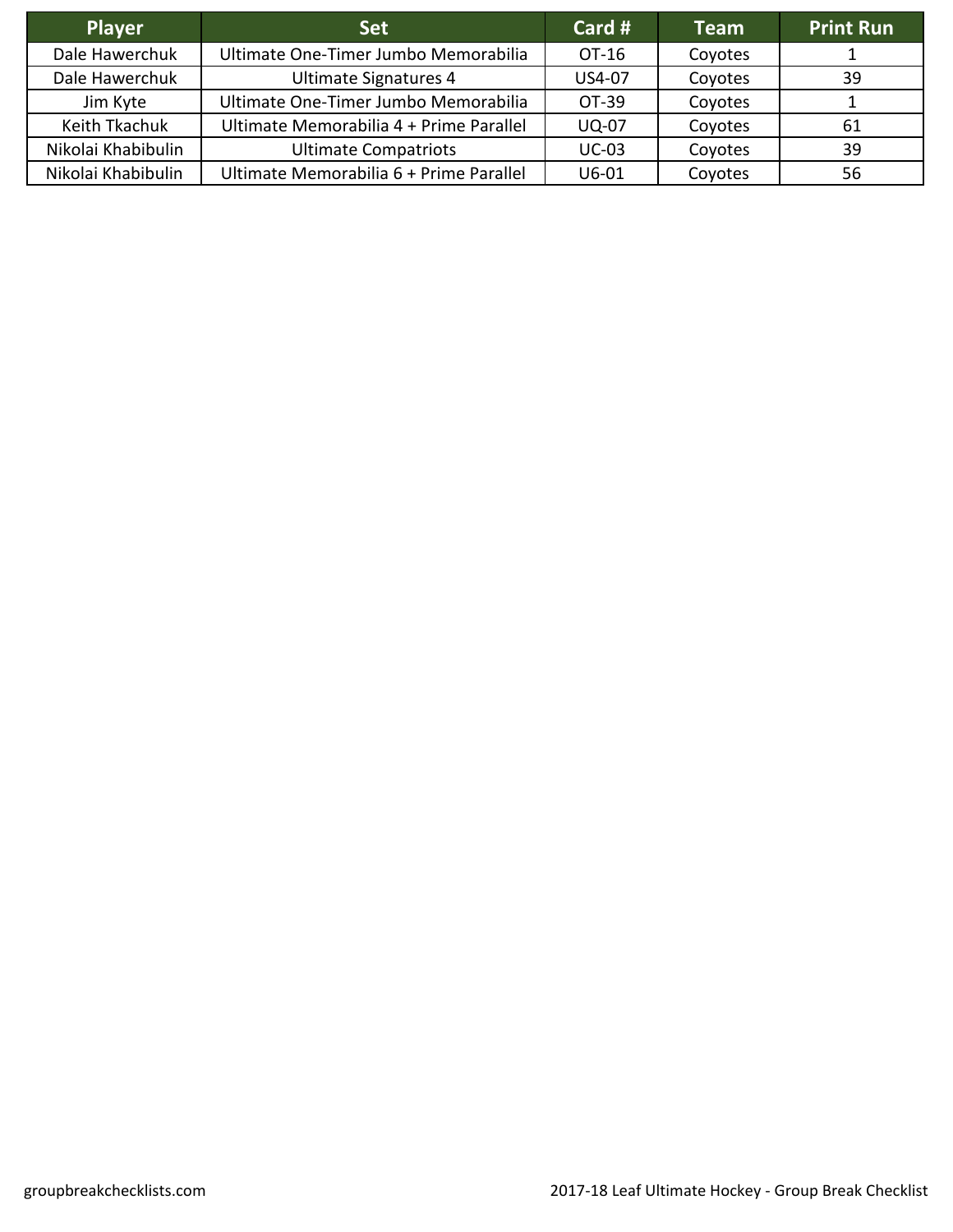| Player | Set | Card # | Team | Print Run |
| --- | --- | --- | --- | --- |
| Dale Hawerchuk | Ultimate One-Timer Jumbo Memorabilia | OT-16 | Coyotes | 1 |
| Dale Hawerchuk | Ultimate Signatures 4 | US4-07 | Coyotes | 39 |
| Jim Kyte | Ultimate One-Timer Jumbo Memorabilia | OT-39 | Coyotes | 1 |
| Keith Tkachuk | Ultimate Memorabilia 4 + Prime Parallel | UQ-07 | Coyotes | 61 |
| Nikolai Khabibulin | Ultimate Compatriots | UC-03 | Coyotes | 39 |
| Nikolai Khabibulin | Ultimate Memorabilia 6 + Prime Parallel | U6-01 | Coyotes | 56 |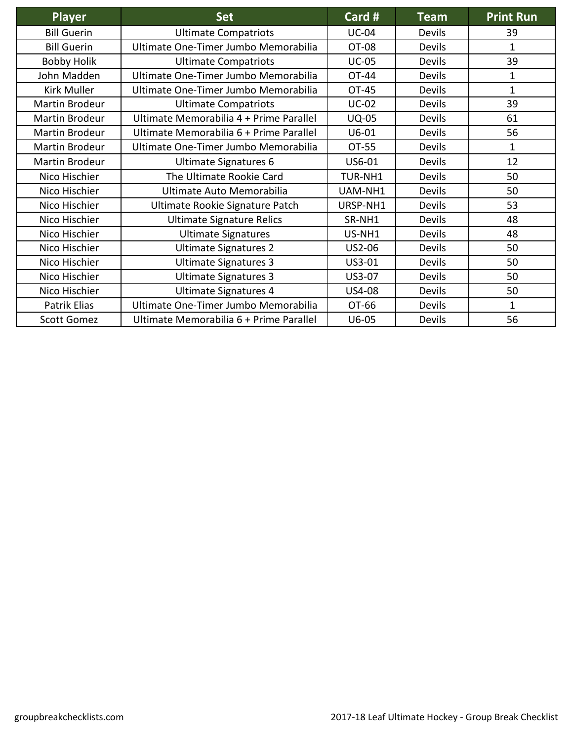| Player | Set | Card # | Team | Print Run |
| --- | --- | --- | --- | --- |
| Bill Guerin | Ultimate Compatriots | UC-04 | Devils | 39 |
| Bill Guerin | Ultimate One-Timer Jumbo Memorabilia | OT-08 | Devils | 1 |
| Bobby Holik | Ultimate Compatriots | UC-05 | Devils | 39 |
| John Madden | Ultimate One-Timer Jumbo Memorabilia | OT-44 | Devils | 1 |
| Kirk Muller | Ultimate One-Timer Jumbo Memorabilia | OT-45 | Devils | 1 |
| Martin Brodeur | Ultimate Compatriots | UC-02 | Devils | 39 |
| Martin Brodeur | Ultimate Memorabilia 4 + Prime Parallel | UQ-05 | Devils | 61 |
| Martin Brodeur | Ultimate Memorabilia 6 + Prime Parallel | U6-01 | Devils | 56 |
| Martin Brodeur | Ultimate One-Timer Jumbo Memorabilia | OT-55 | Devils | 1 |
| Martin Brodeur | Ultimate Signatures 6 | US6-01 | Devils | 12 |
| Nico Hischier | The Ultimate Rookie Card | TUR-NH1 | Devils | 50 |
| Nico Hischier | Ultimate Auto Memorabilia | UAM-NH1 | Devils | 50 |
| Nico Hischier | Ultimate Rookie Signature Patch | URSP-NH1 | Devils | 53 |
| Nico Hischier | Ultimate Signature Relics | SR-NH1 | Devils | 48 |
| Nico Hischier | Ultimate Signatures | US-NH1 | Devils | 48 |
| Nico Hischier | Ultimate Signatures 2 | US2-06 | Devils | 50 |
| Nico Hischier | Ultimate Signatures 3 | US3-01 | Devils | 50 |
| Nico Hischier | Ultimate Signatures 3 | US3-07 | Devils | 50 |
| Nico Hischier | Ultimate Signatures 4 | US4-08 | Devils | 50 |
| Patrik Elias | Ultimate One-Timer Jumbo Memorabilia | OT-66 | Devils | 1 |
| Scott Gomez | Ultimate Memorabilia 6 + Prime Parallel | U6-05 | Devils | 56 |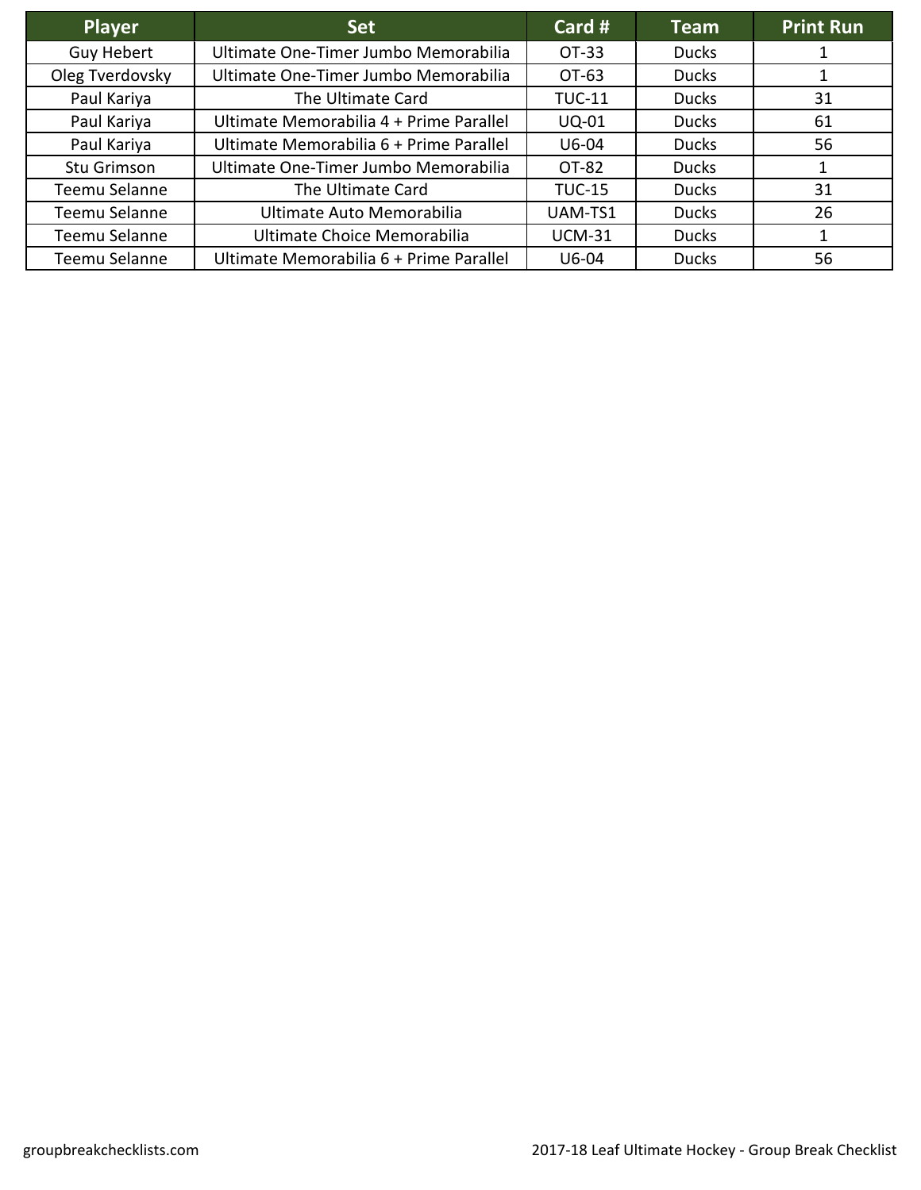| Player | Set | Card # | Team | Print Run |
|---|---|---|---|---|
| Guy Hebert | Ultimate One-Timer Jumbo Memorabilia | OT-33 | Ducks | 1 |
| Oleg Tverdovsky | Ultimate One-Timer Jumbo Memorabilia | OT-63 | Ducks | 1 |
| Paul Kariya | The Ultimate Card | TUC-11 | Ducks | 31 |
| Paul Kariya | Ultimate Memorabilia 4 + Prime Parallel | UQ-01 | Ducks | 61 |
| Paul Kariya | Ultimate Memorabilia 6 + Prime Parallel | U6-04 | Ducks | 56 |
| Stu Grimson | Ultimate One-Timer Jumbo Memorabilia | OT-82 | Ducks | 1 |
| Teemu Selanne | The Ultimate Card | TUC-15 | Ducks | 31 |
| Teemu Selanne | Ultimate Auto Memorabilia | UAM-TS1 | Ducks | 26 |
| Teemu Selanne | Ultimate Choice Memorabilia | UCM-31 | Ducks | 1 |
| Teemu Selanne | Ultimate Memorabilia 6 + Prime Parallel | U6-04 | Ducks | 56 |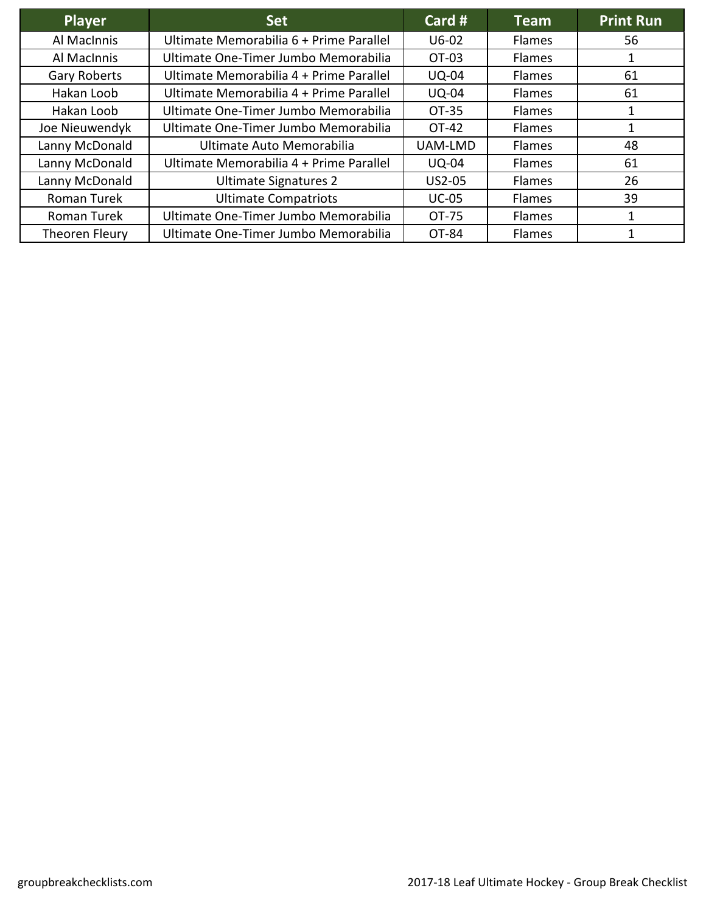| Player | Set | Card # | Team | Print Run |
|---|---|---|---|---|
| Al MacInnis | Ultimate Memorabilia 6 + Prime Parallel | U6-02 | Flames | 56 |
| Al MacInnis | Ultimate One-Timer Jumbo Memorabilia | OT-03 | Flames | 1 |
| Gary Roberts | Ultimate Memorabilia 4 + Prime Parallel | UQ-04 | Flames | 61 |
| Hakan Loob | Ultimate Memorabilia 4 + Prime Parallel | UQ-04 | Flames | 61 |
| Hakan Loob | Ultimate One-Timer Jumbo Memorabilia | OT-35 | Flames | 1 |
| Joe Nieuwendyk | Ultimate One-Timer Jumbo Memorabilia | OT-42 | Flames | 1 |
| Lanny McDonald | Ultimate Auto Memorabilia | UAM-LMD | Flames | 48 |
| Lanny McDonald | Ultimate Memorabilia 4 + Prime Parallel | UQ-04 | Flames | 61 |
| Lanny McDonald | Ultimate Signatures 2 | US2-05 | Flames | 26 |
| Roman Turek | Ultimate Compatriots | UC-05 | Flames | 39 |
| Roman Turek | Ultimate One-Timer Jumbo Memorabilia | OT-75 | Flames | 1 |
| Theoren Fleury | Ultimate One-Timer Jumbo Memorabilia | OT-84 | Flames | 1 |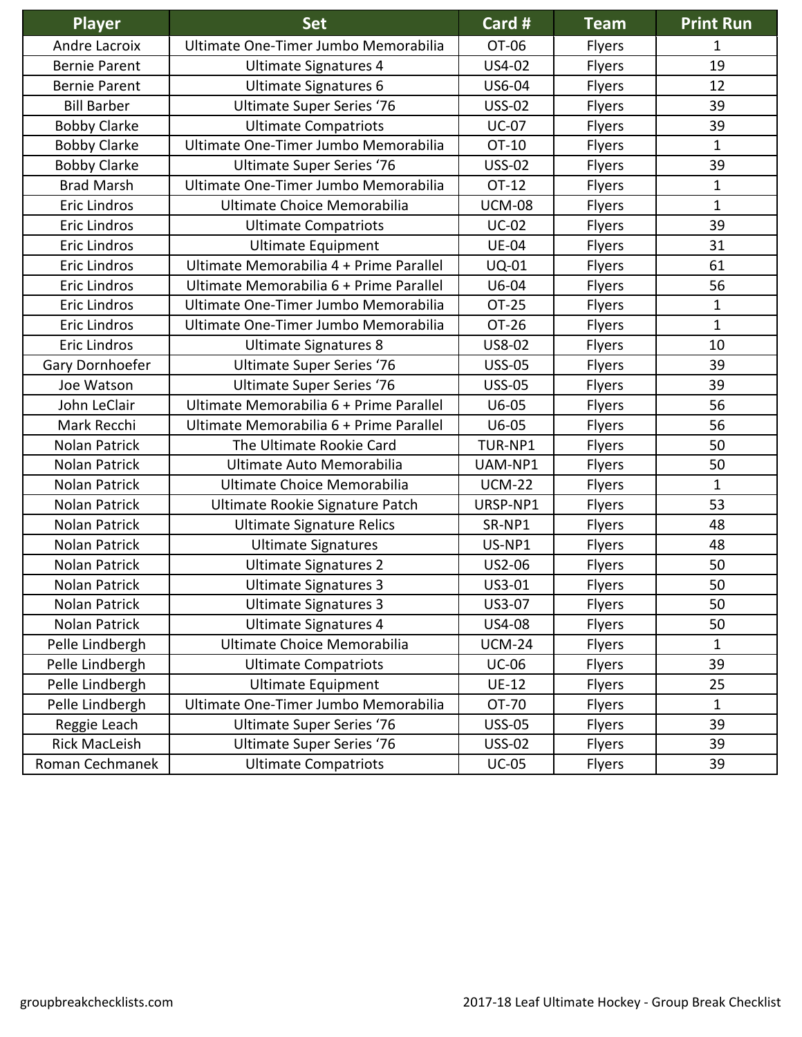| Player | Set | Card # | Team | Print Run |
|---|---|---|---|---|
| Andre Lacroix | Ultimate One-Timer Jumbo Memorabilia | OT-06 | Flyers | 1 |
| Bernie Parent | Ultimate Signatures 4 | US4-02 | Flyers | 19 |
| Bernie Parent | Ultimate Signatures 6 | US6-04 | Flyers | 12 |
| Bill Barber | Ultimate Super Series ‘76 | USS-02 | Flyers | 39 |
| Bobby Clarke | Ultimate Compatriots | UC-07 | Flyers | 39 |
| Bobby Clarke | Ultimate One-Timer Jumbo Memorabilia | OT-10 | Flyers | 1 |
| Bobby Clarke | Ultimate Super Series ‘76 | USS-02 | Flyers | 39 |
| Brad Marsh | Ultimate One-Timer Jumbo Memorabilia | OT-12 | Flyers | 1 |
| Eric Lindros | Ultimate Choice Memorabilia | UCM-08 | Flyers | 1 |
| Eric Lindros | Ultimate Compatriots | UC-02 | Flyers | 39 |
| Eric Lindros | Ultimate Equipment | UE-04 | Flyers | 31 |
| Eric Lindros | Ultimate Memorabilia 4 + Prime Parallel | UQ-01 | Flyers | 61 |
| Eric Lindros | Ultimate Memorabilia 6 + Prime Parallel | U6-04 | Flyers | 56 |
| Eric Lindros | Ultimate One-Timer Jumbo Memorabilia | OT-25 | Flyers | 1 |
| Eric Lindros | Ultimate One-Timer Jumbo Memorabilia | OT-26 | Flyers | 1 |
| Eric Lindros | Ultimate Signatures 8 | US8-02 | Flyers | 10 |
| Gary Dornhoefer | Ultimate Super Series ‘76 | USS-05 | Flyers | 39 |
| Joe Watson | Ultimate Super Series ‘76 | USS-05 | Flyers | 39 |
| John LeClair | Ultimate Memorabilia 6 + Prime Parallel | U6-05 | Flyers | 56 |
| Mark Recchi | Ultimate Memorabilia 6 + Prime Parallel | U6-05 | Flyers | 56 |
| Nolan Patrick | The Ultimate Rookie Card | TUR-NP1 | Flyers | 50 |
| Nolan Patrick | Ultimate Auto Memorabilia | UAM-NP1 | Flyers | 50 |
| Nolan Patrick | Ultimate Choice Memorabilia | UCM-22 | Flyers | 1 |
| Nolan Patrick | Ultimate Rookie Signature Patch | URSP-NP1 | Flyers | 53 |
| Nolan Patrick | Ultimate Signature Relics | SR-NP1 | Flyers | 48 |
| Nolan Patrick | Ultimate Signatures | US-NP1 | Flyers | 48 |
| Nolan Patrick | Ultimate Signatures 2 | US2-06 | Flyers | 50 |
| Nolan Patrick | Ultimate Signatures 3 | US3-01 | Flyers | 50 |
| Nolan Patrick | Ultimate Signatures 3 | US3-07 | Flyers | 50 |
| Nolan Patrick | Ultimate Signatures 4 | US4-08 | Flyers | 50 |
| Pelle Lindbergh | Ultimate Choice Memorabilia | UCM-24 | Flyers | 1 |
| Pelle Lindbergh | Ultimate Compatriots | UC-06 | Flyers | 39 |
| Pelle Lindbergh | Ultimate Equipment | UE-12 | Flyers | 25 |
| Pelle Lindbergh | Ultimate One-Timer Jumbo Memorabilia | OT-70 | Flyers | 1 |
| Reggie Leach | Ultimate Super Series ‘76 | USS-05 | Flyers | 39 |
| Rick MacLeish | Ultimate Super Series ‘76 | USS-02 | Flyers | 39 |
| Roman Cechmanek | Ultimate Compatriots | UC-05 | Flyers | 39 |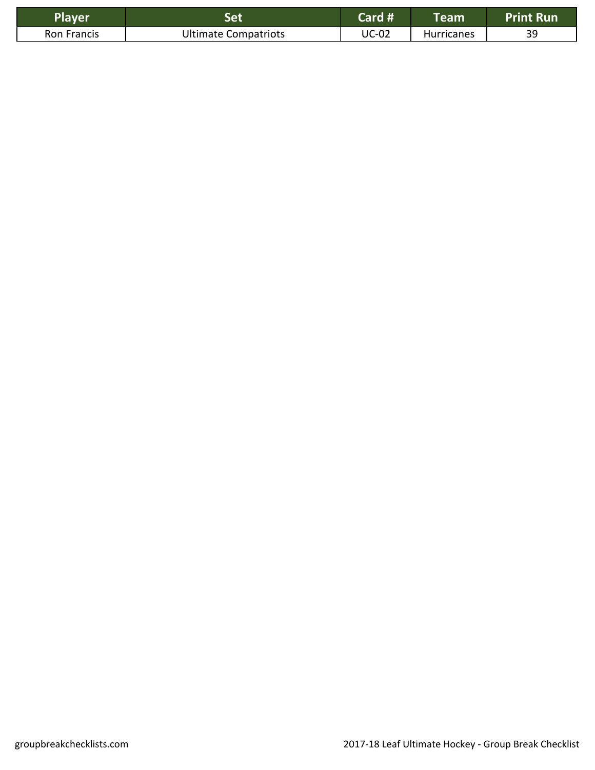| Player | Set | Card # | Team | Print Run |
| --- | --- | --- | --- | --- |
| Ron Francis | Ultimate Compatriots | UC-02 | Hurricanes | 39 |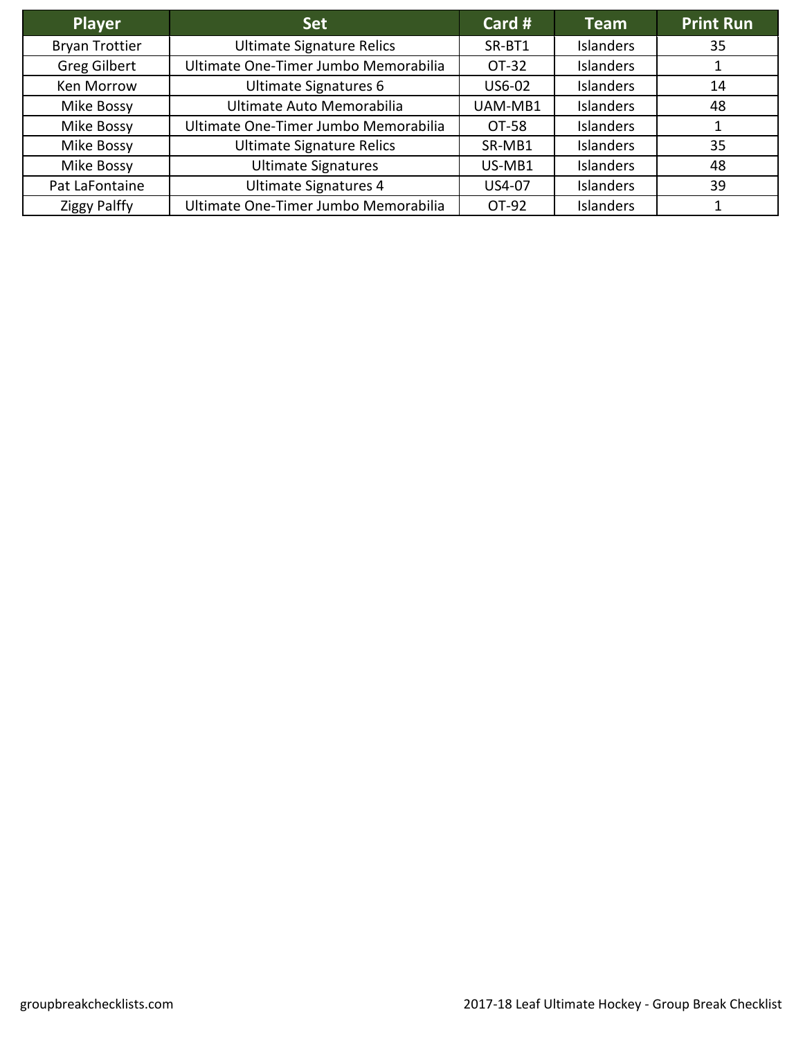| Player | Set | Card # | Team | Print Run |
| --- | --- | --- | --- | --- |
| Bryan Trottier | Ultimate Signature Relics | SR-BT1 | Islanders | 35 |
| Greg Gilbert | Ultimate One-Timer Jumbo Memorabilia | OT-32 | Islanders | 1 |
| Ken Morrow | Ultimate Signatures 6 | US6-02 | Islanders | 14 |
| Mike Bossy | Ultimate Auto Memorabilia | UAM-MB1 | Islanders | 48 |
| Mike Bossy | Ultimate One-Timer Jumbo Memorabilia | OT-58 | Islanders | 1 |
| Mike Bossy | Ultimate Signature Relics | SR-MB1 | Islanders | 35 |
| Mike Bossy | Ultimate Signatures | US-MB1 | Islanders | 48 |
| Pat LaFontaine | Ultimate Signatures 4 | US4-07 | Islanders | 39 |
| Ziggy Palffy | Ultimate One-Timer Jumbo Memorabilia | OT-92 | Islanders | 1 |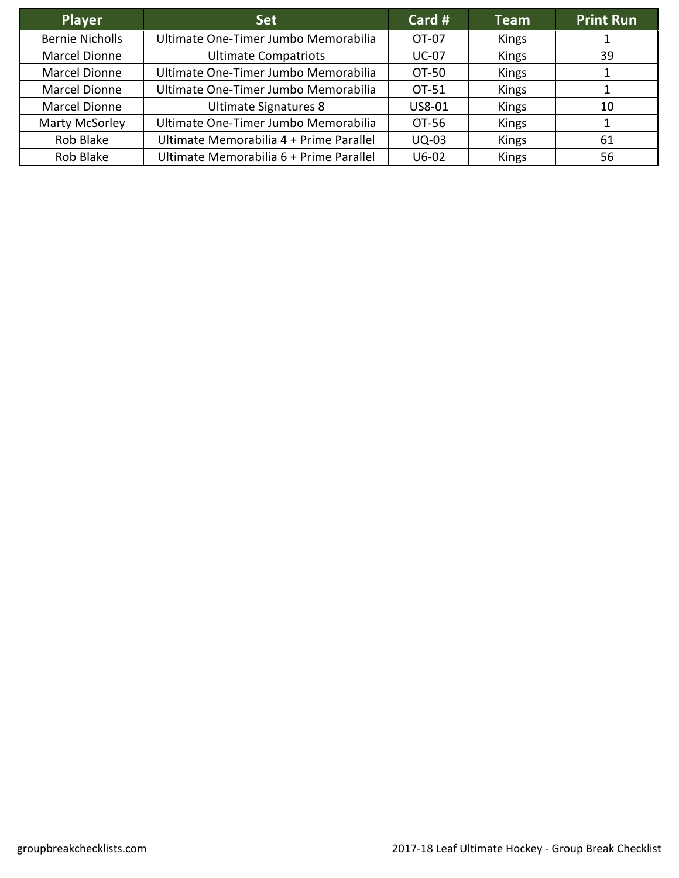| Player | Set | Card # | Team | Print Run |
| --- | --- | --- | --- | --- |
| Bernie Nicholls | Ultimate One-Timer Jumbo Memorabilia | OT-07 | Kings | 1 |
| Marcel Dionne | Ultimate Compatriots | UC-07 | Kings | 39 |
| Marcel Dionne | Ultimate One-Timer Jumbo Memorabilia | OT-50 | Kings | 1 |
| Marcel Dionne | Ultimate One-Timer Jumbo Memorabilia | OT-51 | Kings | 1 |
| Marcel Dionne | Ultimate Signatures 8 | US8-01 | Kings | 10 |
| Marty McSorley | Ultimate One-Timer Jumbo Memorabilia | OT-56 | Kings | 1 |
| Rob Blake | Ultimate Memorabilia 4 + Prime Parallel | UQ-03 | Kings | 61 |
| Rob Blake | Ultimate Memorabilia 6 + Prime Parallel | U6-02 | Kings | 56 |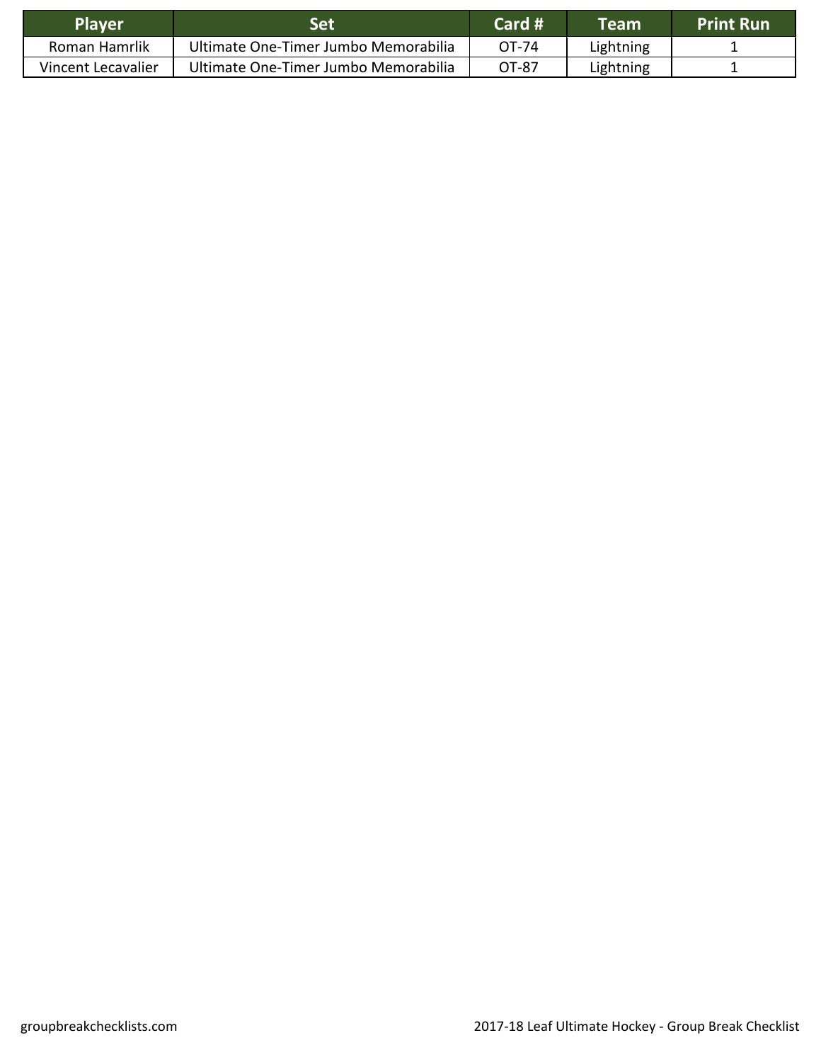| Player | Set | Card # | Team | Print Run |
| --- | --- | --- | --- | --- |
| Roman Hamrlik | Ultimate One-Timer Jumbo Memorabilia | OT-74 | Lightning | 1 |
| Vincent Lecavalier | Ultimate One-Timer Jumbo Memorabilia | OT-87 | Lightning | 1 |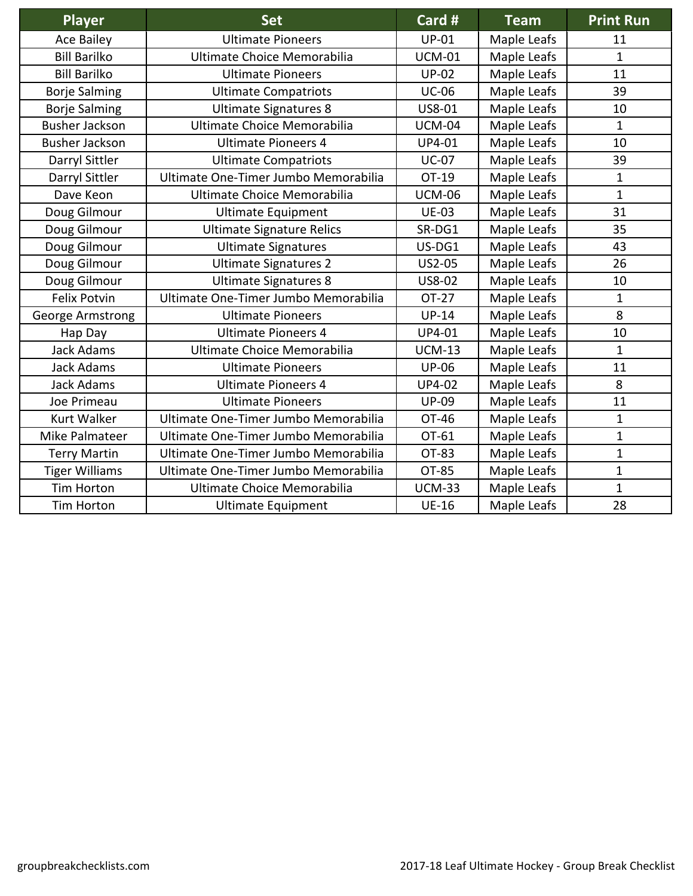| Player | Set | Card # | Team | Print Run |
|---|---|---|---|---|
| Ace Bailey | Ultimate Pioneers | UP-01 | Maple Leafs | 11 |
| Bill Barilko | Ultimate Choice Memorabilia | UCM-01 | Maple Leafs | 1 |
| Bill Barilko | Ultimate Pioneers | UP-02 | Maple Leafs | 11 |
| Borje Salming | Ultimate Compatriots | UC-06 | Maple Leafs | 39 |
| Borje Salming | Ultimate Signatures 8 | US8-01 | Maple Leafs | 10 |
| Busher Jackson | Ultimate Choice Memorabilia | UCM-04 | Maple Leafs | 1 |
| Busher Jackson | Ultimate Pioneers 4 | UP4-01 | Maple Leafs | 10 |
| Darryl Sittler | Ultimate Compatriots | UC-07 | Maple Leafs | 39 |
| Darryl Sittler | Ultimate One-Timer Jumbo Memorabilia | OT-19 | Maple Leafs | 1 |
| Dave Keon | Ultimate Choice Memorabilia | UCM-06 | Maple Leafs | 1 |
| Doug Gilmour | Ultimate Equipment | UE-03 | Maple Leafs | 31 |
| Doug Gilmour | Ultimate Signature Relics | SR-DG1 | Maple Leafs | 35 |
| Doug Gilmour | Ultimate Signatures | US-DG1 | Maple Leafs | 43 |
| Doug Gilmour | Ultimate Signatures 2 | US2-05 | Maple Leafs | 26 |
| Doug Gilmour | Ultimate Signatures 8 | US8-02 | Maple Leafs | 10 |
| Felix Potvin | Ultimate One-Timer Jumbo Memorabilia | OT-27 | Maple Leafs | 1 |
| George Armstrong | Ultimate Pioneers | UP-14 | Maple Leafs | 8 |
| Hap Day | Ultimate Pioneers 4 | UP4-01 | Maple Leafs | 10 |
| Jack Adams | Ultimate Choice Memorabilia | UCM-13 | Maple Leafs | 1 |
| Jack Adams | Ultimate Pioneers | UP-06 | Maple Leafs | 11 |
| Jack Adams | Ultimate Pioneers 4 | UP4-02 | Maple Leafs | 8 |
| Joe Primeau | Ultimate Pioneers | UP-09 | Maple Leafs | 11 |
| Kurt Walker | Ultimate One-Timer Jumbo Memorabilia | OT-46 | Maple Leafs | 1 |
| Mike Palmateer | Ultimate One-Timer Jumbo Memorabilia | OT-61 | Maple Leafs | 1 |
| Terry Martin | Ultimate One-Timer Jumbo Memorabilia | OT-83 | Maple Leafs | 1 |
| Tiger Williams | Ultimate One-Timer Jumbo Memorabilia | OT-85 | Maple Leafs | 1 |
| Tim Horton | Ultimate Choice Memorabilia | UCM-33 | Maple Leafs | 1 |
| Tim Horton | Ultimate Equipment | UE-16 | Maple Leafs | 28 |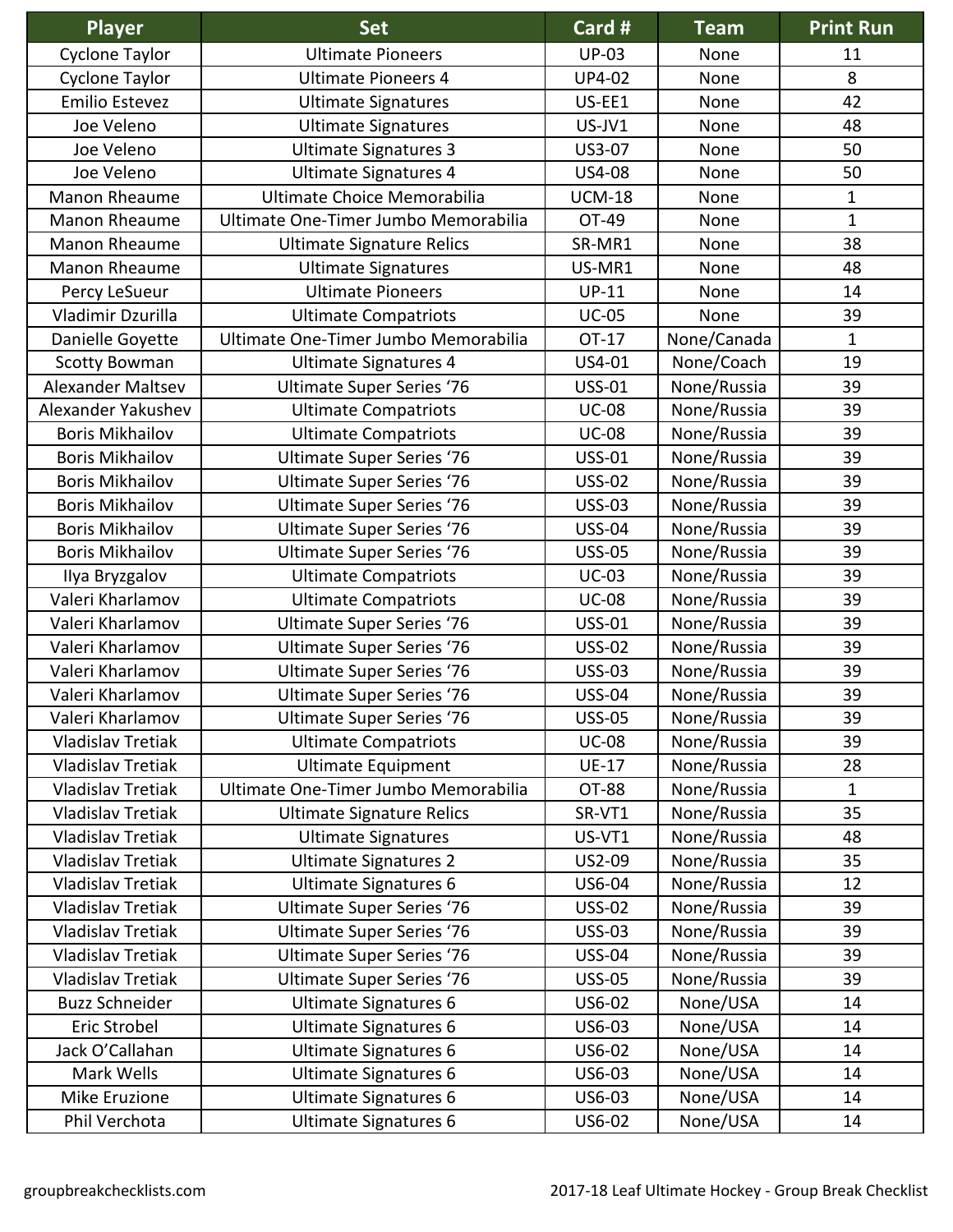| Player | Set | Card # | Team | Print Run |
|---|---|---|---|---|
| Cyclone Taylor | Ultimate Pioneers | UP-03 | None | 11 |
| Cyclone Taylor | Ultimate Pioneers 4 | UP4-02 | None | 8 |
| Emilio Estevez | Ultimate Signatures | US-EE1 | None | 42 |
| Joe Veleno | Ultimate Signatures | US-JV1 | None | 48 |
| Joe Veleno | Ultimate Signatures 3 | US3-07 | None | 50 |
| Joe Veleno | Ultimate Signatures 4 | US4-08 | None | 50 |
| Manon Rheaume | Ultimate Choice Memorabilia | UCM-18 | None | 1 |
| Manon Rheaume | Ultimate One-Timer Jumbo Memorabilia | OT-49 | None | 1 |
| Manon Rheaume | Ultimate Signature Relics | SR-MR1 | None | 38 |
| Manon Rheaume | Ultimate Signatures | US-MR1 | None | 48 |
| Percy LeSueur | Ultimate Pioneers | UP-11 | None | 14 |
| Vladimir Dzurilla | Ultimate Compatriots | UC-05 | None | 39 |
| Danielle Goyette | Ultimate One-Timer Jumbo Memorabilia | OT-17 | None/Canada | 1 |
| Scotty Bowman | Ultimate Signatures 4 | US4-01 | None/Coach | 19 |
| Alexander Maltsev | Ultimate Super Series ‘76 | USS-01 | None/Russia | 39 |
| Alexander Yakushev | Ultimate Compatriots | UC-08 | None/Russia | 39 |
| Boris Mikhailov | Ultimate Compatriots | UC-08 | None/Russia | 39 |
| Boris Mikhailov | Ultimate Super Series ‘76 | USS-01 | None/Russia | 39 |
| Boris Mikhailov | Ultimate Super Series ‘76 | USS-02 | None/Russia | 39 |
| Boris Mikhailov | Ultimate Super Series ‘76 | USS-03 | None/Russia | 39 |
| Boris Mikhailov | Ultimate Super Series ‘76 | USS-04 | None/Russia | 39 |
| Boris Mikhailov | Ultimate Super Series ‘76 | USS-05 | None/Russia | 39 |
| Ilya Bryzgalov | Ultimate Compatriots | UC-03 | None/Russia | 39 |
| Valeri Kharlamov | Ultimate Compatriots | UC-08 | None/Russia | 39 |
| Valeri Kharlamov | Ultimate Super Series ‘76 | USS-01 | None/Russia | 39 |
| Valeri Kharlamov | Ultimate Super Series ‘76 | USS-02 | None/Russia | 39 |
| Valeri Kharlamov | Ultimate Super Series ‘76 | USS-03 | None/Russia | 39 |
| Valeri Kharlamov | Ultimate Super Series ‘76 | USS-04 | None/Russia | 39 |
| Valeri Kharlamov | Ultimate Super Series ‘76 | USS-05 | None/Russia | 39 |
| Vladislav Tretiak | Ultimate Compatriots | UC-08 | None/Russia | 39 |
| Vladislav Tretiak | Ultimate Equipment | UE-17 | None/Russia | 28 |
| Vladislav Tretiak | Ultimate One-Timer Jumbo Memorabilia | OT-88 | None/Russia | 1 |
| Vladislav Tretiak | Ultimate Signature Relics | SR-VT1 | None/Russia | 35 |
| Vladislav Tretiak | Ultimate Signatures | US-VT1 | None/Russia | 48 |
| Vladislav Tretiak | Ultimate Signatures 2 | US2-09 | None/Russia | 35 |
| Vladislav Tretiak | Ultimate Signatures 6 | US6-04 | None/Russia | 12 |
| Vladislav Tretiak | Ultimate Super Series ‘76 | USS-02 | None/Russia | 39 |
| Vladislav Tretiak | Ultimate Super Series ‘76 | USS-03 | None/Russia | 39 |
| Vladislav Tretiak | Ultimate Super Series ‘76 | USS-04 | None/Russia | 39 |
| Vladislav Tretiak | Ultimate Super Series ‘76 | USS-05 | None/Russia | 39 |
| Buzz Schneider | Ultimate Signatures 6 | US6-02 | None/USA | 14 |
| Eric Strobel | Ultimate Signatures 6 | US6-03 | None/USA | 14 |
| Jack O’Callahan | Ultimate Signatures 6 | US6-02 | None/USA | 14 |
| Mark Wells | Ultimate Signatures 6 | US6-03 | None/USA | 14 |
| Mike Eruzione | Ultimate Signatures 6 | US6-03 | None/USA | 14 |
| Phil Verchota | Ultimate Signatures 6 | US6-02 | None/USA | 14 |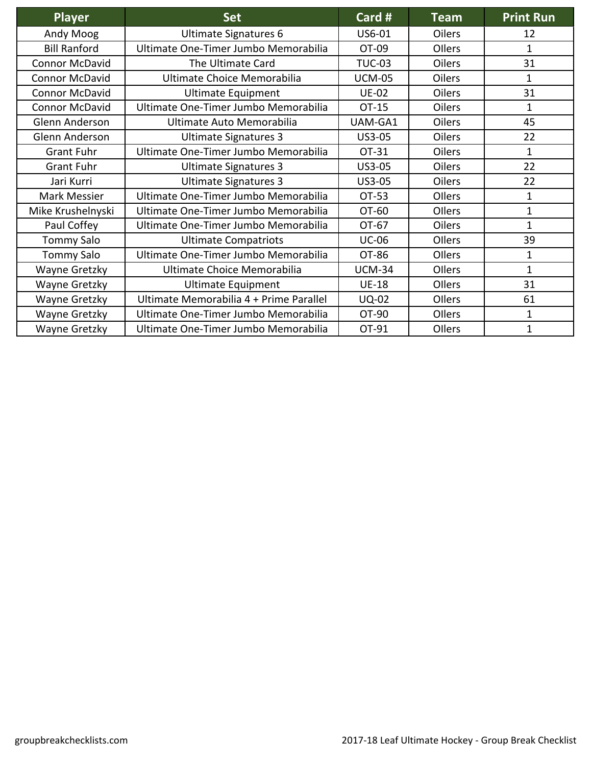| Player | Set | Card # | Team | Print Run |
| --- | --- | --- | --- | --- |
| Andy Moog | Ultimate Signatures 6 | US6-01 | Oilers | 12 |
| Bill Ranford | Ultimate One-Timer Jumbo Memorabilia | OT-09 | Oilers | 1 |
| Connor McDavid | The Ultimate Card | TUC-03 | Oilers | 31 |
| Connor McDavid | Ultimate Choice Memorabilia | UCM-05 | Oilers | 1 |
| Connor McDavid | Ultimate Equipment | UE-02 | Oilers | 31 |
| Connor McDavid | Ultimate One-Timer Jumbo Memorabilia | OT-15 | Oilers | 1 |
| Glenn Anderson | Ultimate Auto Memorabilia | UAM-GA1 | Oilers | 45 |
| Glenn Anderson | Ultimate Signatures 3 | US3-05 | Oilers | 22 |
| Grant Fuhr | Ultimate One-Timer Jumbo Memorabilia | OT-31 | Oilers | 1 |
| Grant Fuhr | Ultimate Signatures 3 | US3-05 | Oilers | 22 |
| Jari Kurri | Ultimate Signatures 3 | US3-05 | Oilers | 22 |
| Mark Messier | Ultimate One-Timer Jumbo Memorabilia | OT-53 | Oilers | 1 |
| Mike Krushelnyski | Ultimate One-Timer Jumbo Memorabilia | OT-60 | Oilers | 1 |
| Paul Coffey | Ultimate One-Timer Jumbo Memorabilia | OT-67 | Oilers | 1 |
| Tommy Salo | Ultimate Compatriots | UC-06 | Oilers | 39 |
| Tommy Salo | Ultimate One-Timer Jumbo Memorabilia | OT-86 | Oilers | 1 |
| Wayne Gretzky | Ultimate Choice Memorabilia | UCM-34 | Oilers | 1 |
| Wayne Gretzky | Ultimate Equipment | UE-18 | Oilers | 31 |
| Wayne Gretzky | Ultimate Memorabilia 4 + Prime Parallel | UQ-02 | Oilers | 61 |
| Wayne Gretzky | Ultimate One-Timer Jumbo Memorabilia | OT-90 | Oilers | 1 |
| Wayne Gretzky | Ultimate One-Timer Jumbo Memorabilia | OT-91 | Oilers | 1 |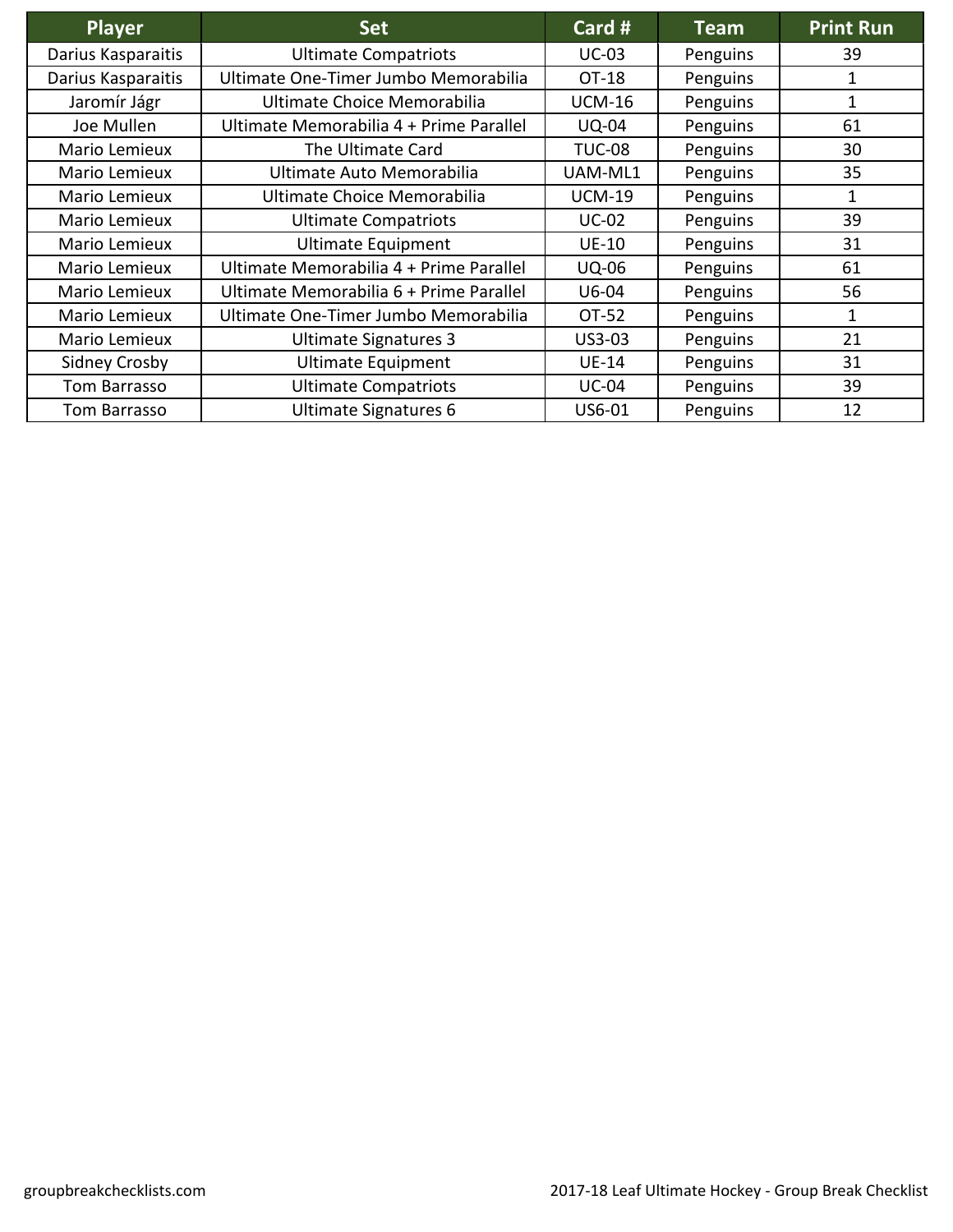| Player | Set | Card # | Team | Print Run |
|---|---|---|---|---|
| Darius Kasparaitis | Ultimate Compatriots | UC-03 | Penguins | 39 |
| Darius Kasparaitis | Ultimate One-Timer Jumbo Memorabilia | OT-18 | Penguins | 1 |
| Jaromír Jágr | Ultimate Choice Memorabilia | UCM-16 | Penguins | 1 |
| Joe Mullen | Ultimate Memorabilia 4 + Prime Parallel | UQ-04 | Penguins | 61 |
| Mario Lemieux | The Ultimate Card | TUC-08 | Penguins | 30 |
| Mario Lemieux | Ultimate Auto Memorabilia | UAM-ML1 | Penguins | 35 |
| Mario Lemieux | Ultimate Choice Memorabilia | UCM-19 | Penguins | 1 |
| Mario Lemieux | Ultimate Compatriots | UC-02 | Penguins | 39 |
| Mario Lemieux | Ultimate Equipment | UE-10 | Penguins | 31 |
| Mario Lemieux | Ultimate Memorabilia 4 + Prime Parallel | UQ-06 | Penguins | 61 |
| Mario Lemieux | Ultimate Memorabilia 6 + Prime Parallel | U6-04 | Penguins | 56 |
| Mario Lemieux | Ultimate One-Timer Jumbo Memorabilia | OT-52 | Penguins | 1 |
| Mario Lemieux | Ultimate Signatures 3 | US3-03 | Penguins | 21 |
| Sidney Crosby | Ultimate Equipment | UE-14 | Penguins | 31 |
| Tom Barrasso | Ultimate Compatriots | UC-04 | Penguins | 39 |
| Tom Barrasso | Ultimate Signatures 6 | US6-01 | Penguins | 12 |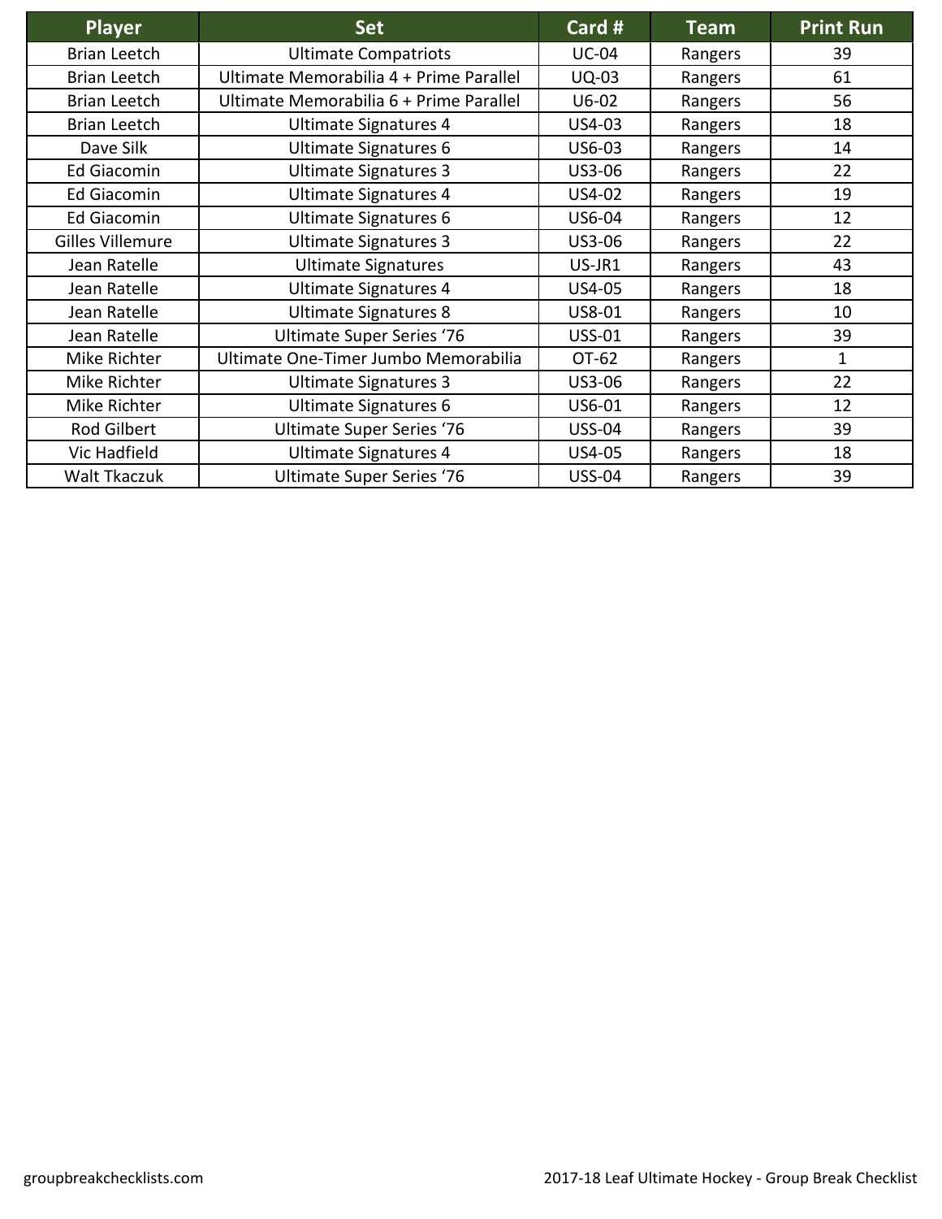| Player | Set | Card # | Team | Print Run |
|---|---|---|---|---|
| Brian Leetch | Ultimate Compatriots | UC-04 | Rangers | 39 |
| Brian Leetch | Ultimate Memorabilia 4 + Prime Parallel | UQ-03 | Rangers | 61 |
| Brian Leetch | Ultimate Memorabilia 6 + Prime Parallel | U6-02 | Rangers | 56 |
| Brian Leetch | Ultimate Signatures 4 | US4-03 | Rangers | 18 |
| Dave Silk | Ultimate Signatures 6 | US6-03 | Rangers | 14 |
| Ed Giacomin | Ultimate Signatures 3 | US3-06 | Rangers | 22 |
| Ed Giacomin | Ultimate Signatures 4 | US4-02 | Rangers | 19 |
| Ed Giacomin | Ultimate Signatures 6 | US6-04 | Rangers | 12 |
| Gilles Villemure | Ultimate Signatures 3 | US3-06 | Rangers | 22 |
| Jean Ratelle | Ultimate Signatures | US-JR1 | Rangers | 43 |
| Jean Ratelle | Ultimate Signatures 4 | US4-05 | Rangers | 18 |
| Jean Ratelle | Ultimate Signatures 8 | US8-01 | Rangers | 10 |
| Jean Ratelle | Ultimate Super Series ‘76 | USS-01 | Rangers | 39 |
| Mike Richter | Ultimate One-Timer Jumbo Memorabilia | OT-62 | Rangers | 1 |
| Mike Richter | Ultimate Signatures 3 | US3-06 | Rangers | 22 |
| Mike Richter | Ultimate Signatures 6 | US6-01 | Rangers | 12 |
| Rod Gilbert | Ultimate Super Series ‘76 | USS-04 | Rangers | 39 |
| Vic Hadfield | Ultimate Signatures 4 | US4-05 | Rangers | 18 |
| Walt Tkaczuk | Ultimate Super Series ‘76 | USS-04 | Rangers | 39 |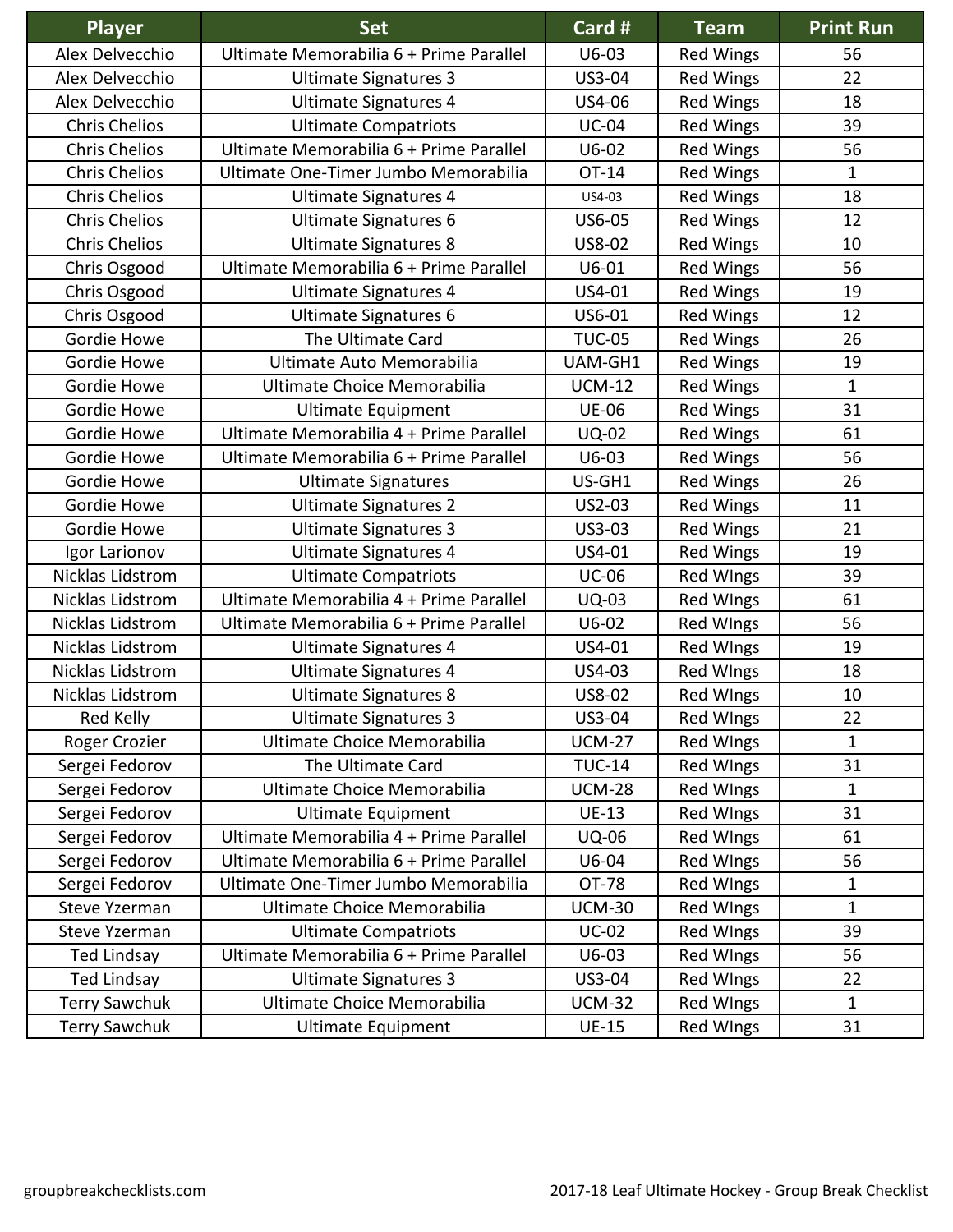| Player | Set | Card # | Team | Print Run |
|---|---|---|---|---|
| Alex Delvecchio | Ultimate Memorabilia 6 + Prime Parallel | U6-03 | Red Wings | 56 |
| Alex Delvecchio | Ultimate Signatures 3 | US3-04 | Red Wings | 22 |
| Alex Delvecchio | Ultimate Signatures 4 | US4-06 | Red Wings | 18 |
| Chris Chelios | Ultimate Compatriots | UC-04 | Red Wings | 39 |
| Chris Chelios | Ultimate Memorabilia 6 + Prime Parallel | U6-02 | Red Wings | 56 |
| Chris Chelios | Ultimate One-Timer Jumbo Memorabilia | OT-14 | Red Wings | 1 |
| Chris Chelios | Ultimate Signatures 4 | US4-03 | Red Wings | 18 |
| Chris Chelios | Ultimate Signatures 6 | US6-05 | Red Wings | 12 |
| Chris Chelios | Ultimate Signatures 8 | US8-02 | Red Wings | 10 |
| Chris Osgood | Ultimate Memorabilia 6 + Prime Parallel | U6-01 | Red Wings | 56 |
| Chris Osgood | Ultimate Signatures 4 | US4-01 | Red Wings | 19 |
| Chris Osgood | Ultimate Signatures 6 | US6-01 | Red Wings | 12 |
| Gordie Howe | The Ultimate Card | TUC-05 | Red Wings | 26 |
| Gordie Howe | Ultimate Auto Memorabilia | UAM-GH1 | Red Wings | 19 |
| Gordie Howe | Ultimate Choice Memorabilia | UCM-12 | Red Wings | 1 |
| Gordie Howe | Ultimate Equipment | UE-06 | Red Wings | 31 |
| Gordie Howe | Ultimate Memorabilia 4 + Prime Parallel | UQ-02 | Red Wings | 61 |
| Gordie Howe | Ultimate Memorabilia 6 + Prime Parallel | U6-03 | Red Wings | 56 |
| Gordie Howe | Ultimate Signatures | US-GH1 | Red Wings | 26 |
| Gordie Howe | Ultimate Signatures 2 | US2-03 | Red Wings | 11 |
| Gordie Howe | Ultimate Signatures 3 | US3-03 | Red Wings | 21 |
| Igor Larionov | Ultimate Signatures 4 | US4-01 | Red Wings | 19 |
| Nicklas Lidstrom | Ultimate Compatriots | UC-06 | Red WIngs | 39 |
| Nicklas Lidstrom | Ultimate Memorabilia 4 + Prime Parallel | UQ-03 | Red WIngs | 61 |
| Nicklas Lidstrom | Ultimate Memorabilia 6 + Prime Parallel | U6-02 | Red WIngs | 56 |
| Nicklas Lidstrom | Ultimate Signatures 4 | US4-01 | Red WIngs | 19 |
| Nicklas Lidstrom | Ultimate Signatures 4 | US4-03 | Red WIngs | 18 |
| Nicklas Lidstrom | Ultimate Signatures 8 | US8-02 | Red WIngs | 10 |
| Red Kelly | Ultimate Signatures 3 | US3-04 | Red WIngs | 22 |
| Roger Crozier | Ultimate Choice Memorabilia | UCM-27 | Red WIngs | 1 |
| Sergei Fedorov | The Ultimate Card | TUC-14 | Red WIngs | 31 |
| Sergei Fedorov | Ultimate Choice Memorabilia | UCM-28 | Red WIngs | 1 |
| Sergei Fedorov | Ultimate Equipment | UE-13 | Red WIngs | 31 |
| Sergei Fedorov | Ultimate Memorabilia 4 + Prime Parallel | UQ-06 | Red WIngs | 61 |
| Sergei Fedorov | Ultimate Memorabilia 6 + Prime Parallel | U6-04 | Red WIngs | 56 |
| Sergei Fedorov | Ultimate One-Timer Jumbo Memorabilia | OT-78 | Red WIngs | 1 |
| Steve Yzerman | Ultimate Choice Memorabilia | UCM-30 | Red WIngs | 1 |
| Steve Yzerman | Ultimate Compatriots | UC-02 | Red WIngs | 39 |
| Ted Lindsay | Ultimate Memorabilia 6 + Prime Parallel | U6-03 | Red WIngs | 56 |
| Ted Lindsay | Ultimate Signatures 3 | US3-04 | Red WIngs | 22 |
| Terry Sawchuk | Ultimate Choice Memorabilia | UCM-32 | Red WIngs | 1 |
| Terry Sawchuk | Ultimate Equipment | UE-15 | Red WIngs | 31 |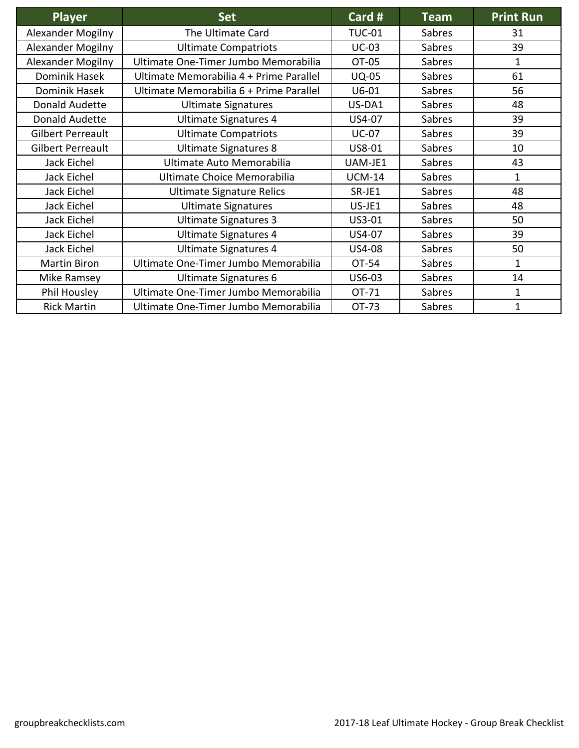| Player | Set | Card # | Team | Print Run |
| --- | --- | --- | --- | --- |
| Alexander Mogilny | The Ultimate Card | TUC-01 | Sabres | 31 |
| Alexander Mogilny | Ultimate Compatriots | UC-03 | Sabres | 39 |
| Alexander Mogilny | Ultimate One-Timer Jumbo Memorabilia | OT-05 | Sabres | 1 |
| Dominik Hasek | Ultimate Memorabilia 4 + Prime Parallel | UQ-05 | Sabres | 61 |
| Dominik Hasek | Ultimate Memorabilia 6 + Prime Parallel | U6-01 | Sabres | 56 |
| Donald Audette | Ultimate Signatures | US-DA1 | Sabres | 48 |
| Donald Audette | Ultimate Signatures 4 | US4-07 | Sabres | 39 |
| Gilbert Perreault | Ultimate Compatriots | UC-07 | Sabres | 39 |
| Gilbert Perreault | Ultimate Signatures 8 | US8-01 | Sabres | 10 |
| Jack Eichel | Ultimate Auto Memorabilia | UAM-JE1 | Sabres | 43 |
| Jack Eichel | Ultimate Choice Memorabilia | UCM-14 | Sabres | 1 |
| Jack Eichel | Ultimate Signature Relics | SR-JE1 | Sabres | 48 |
| Jack Eichel | Ultimate Signatures | US-JE1 | Sabres | 48 |
| Jack Eichel | Ultimate Signatures 3 | US3-01 | Sabres | 50 |
| Jack Eichel | Ultimate Signatures 4 | US4-07 | Sabres | 39 |
| Jack Eichel | Ultimate Signatures 4 | US4-08 | Sabres | 50 |
| Martin Biron | Ultimate One-Timer Jumbo Memorabilia | OT-54 | Sabres | 1 |
| Mike Ramsey | Ultimate Signatures 6 | US6-03 | Sabres | 14 |
| Phil Housley | Ultimate One-Timer Jumbo Memorabilia | OT-71 | Sabres | 1 |
| Rick Martin | Ultimate One-Timer Jumbo Memorabilia | OT-73 | Sabres | 1 |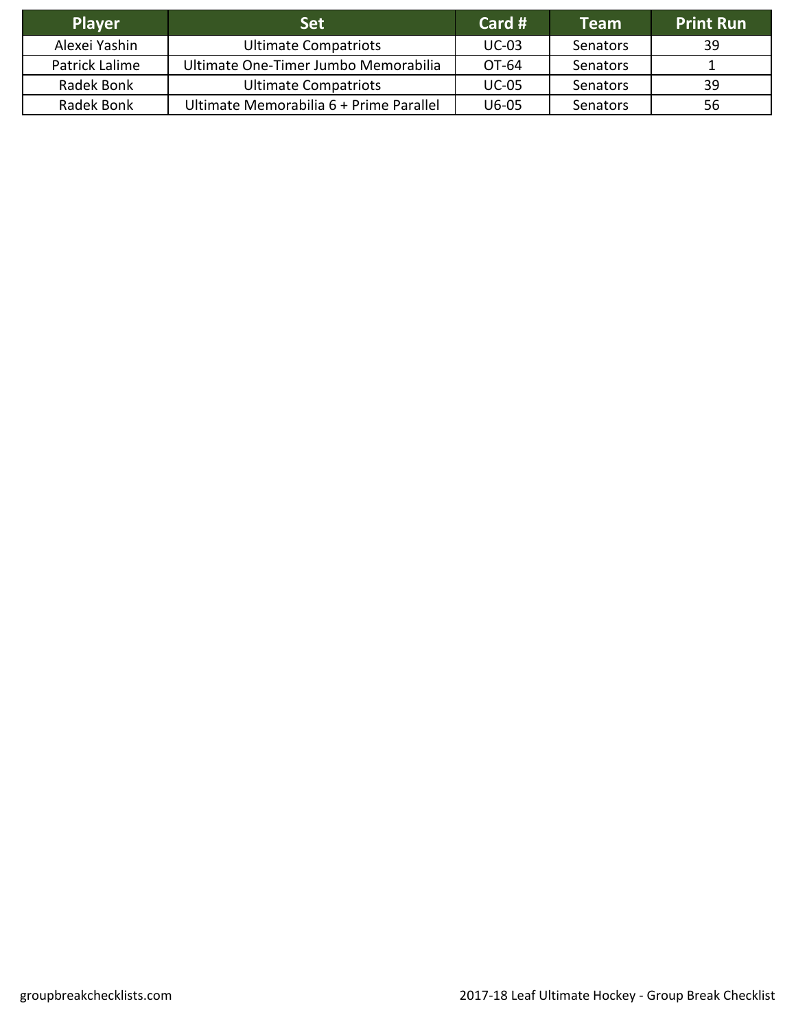| Player | Set | Card # | Team | Print Run |
| --- | --- | --- | --- | --- |
| Alexei Yashin | Ultimate Compatriots | UC-03 | Senators | 39 |
| Patrick Lalime | Ultimate One-Timer Jumbo Memorabilia | OT-64 | Senators | 1 |
| Radek Bonk | Ultimate Compatriots | UC-05 | Senators | 39 |
| Radek Bonk | Ultimate Memorabilia 6 + Prime Parallel | U6-05 | Senators | 56 |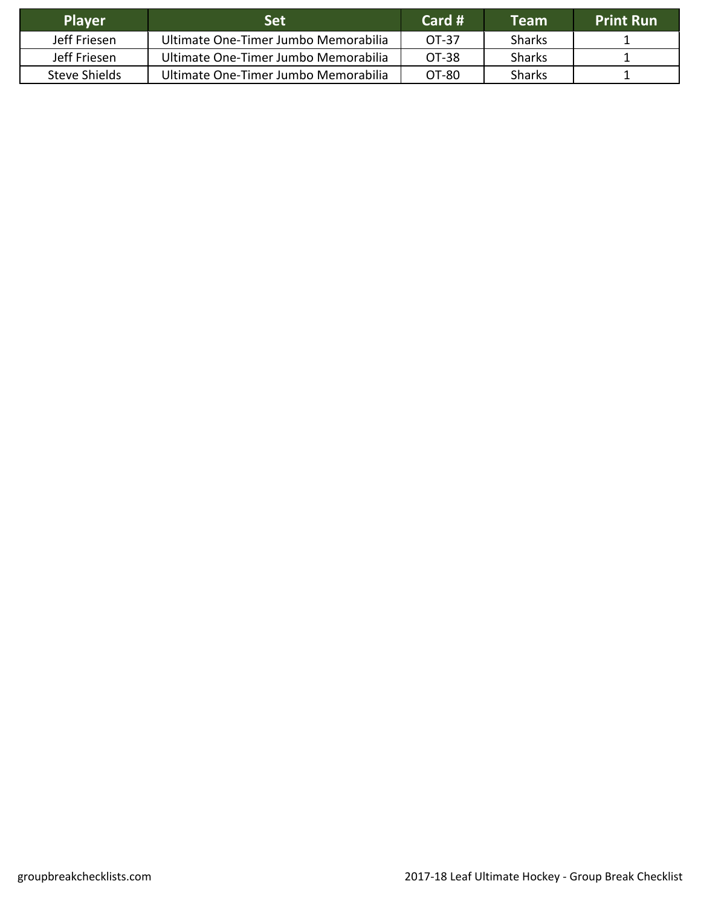| Player | Set | Card # | Team | Print Run |
| --- | --- | --- | --- | --- |
| Jeff Friesen | Ultimate One-Timer Jumbo Memorabilia | OT-37 | Sharks | 1 |
| Jeff Friesen | Ultimate One-Timer Jumbo Memorabilia | OT-38 | Sharks | 1 |
| Steve Shields | Ultimate One-Timer Jumbo Memorabilia | OT-80 | Sharks | 1 |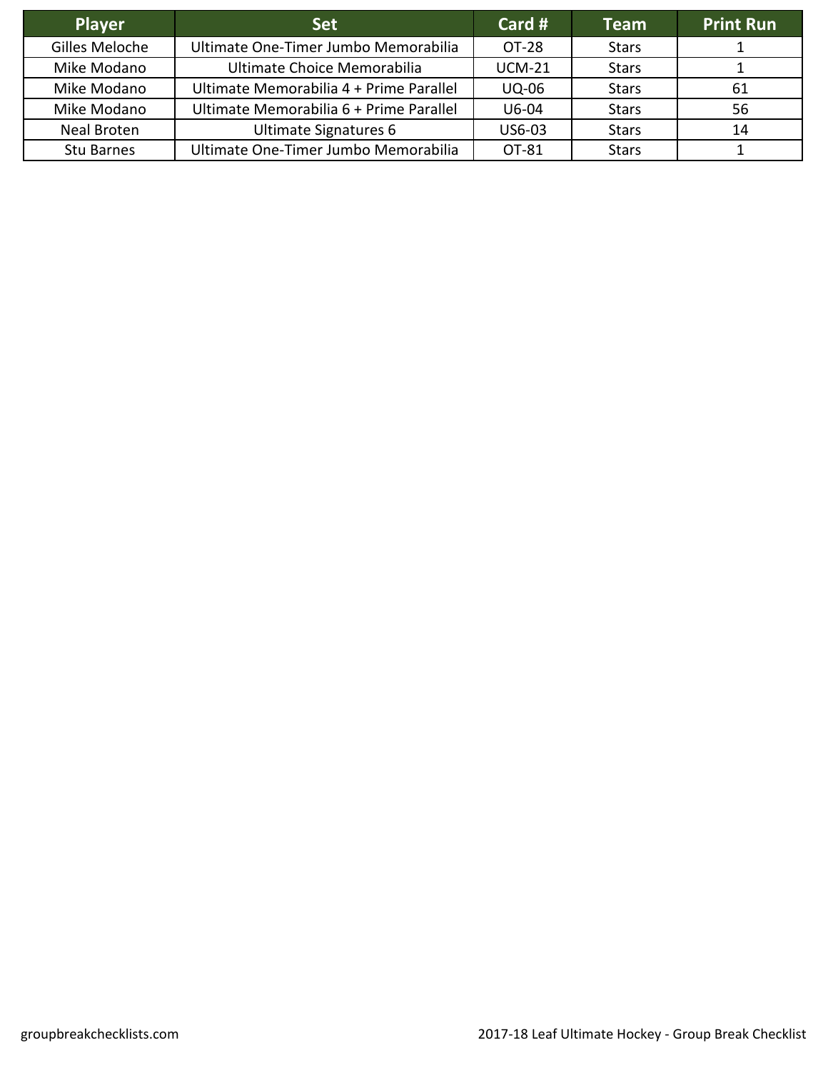| Player | Set | Card # | Team | Print Run |
|---|---|---|---|---|
| Gilles Meloche | Ultimate One-Timer Jumbo Memorabilia | OT-28 | Stars | 1 |
| Mike Modano | Ultimate Choice Memorabilia | UCM-21 | Stars | 1 |
| Mike Modano | Ultimate Memorabilia 4 + Prime Parallel | UQ-06 | Stars | 61 |
| Mike Modano | Ultimate Memorabilia 6 + Prime Parallel | U6-04 | Stars | 56 |
| Neal Broten | Ultimate Signatures 6 | US6-03 | Stars | 14 |
| Stu Barnes | Ultimate One-Timer Jumbo Memorabilia | OT-81 | Stars | 1 |